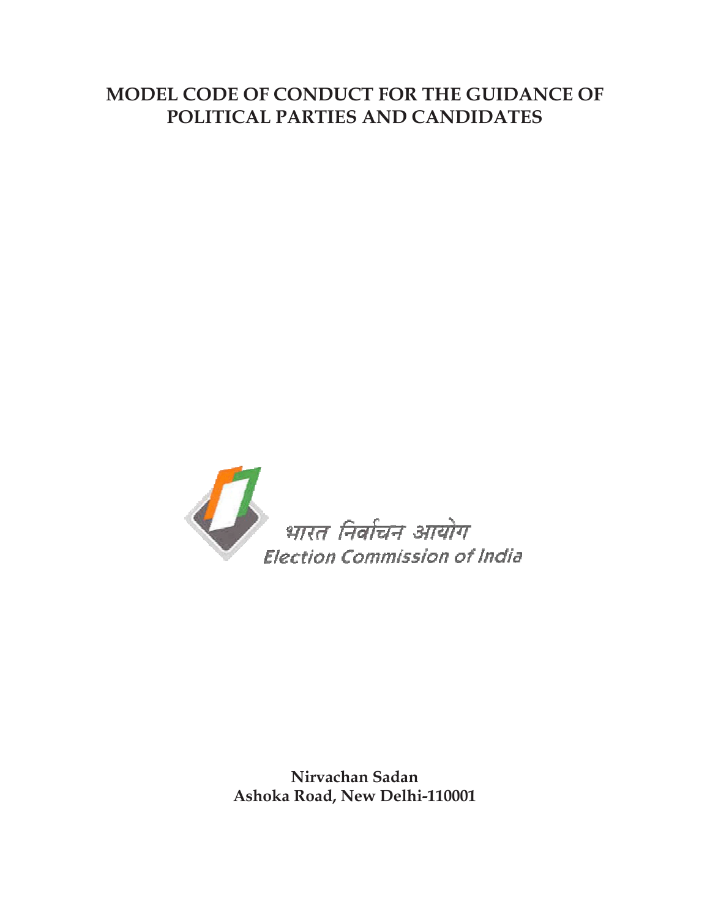# MODEL CODE OF CONDUCT FOR THE GUIDANCE OF POLITICAL PARTIES AND CANDIDATES

भारत निर्वाचन आयोग

Election Commission of India

**Nirvachan Sadan**
**Ashoka Road, New Delhi-110001**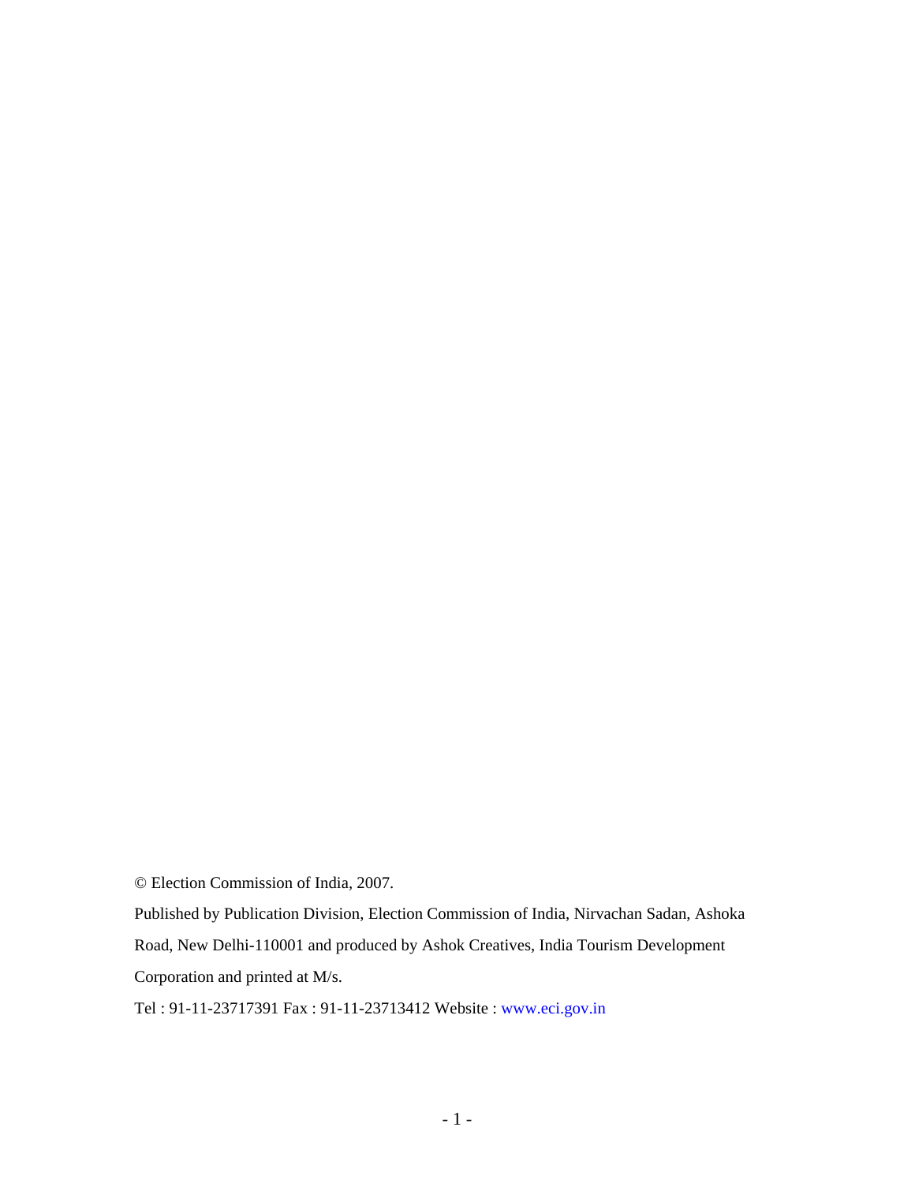© Election Commission of India, 2007.

Published by Publication Division, Election Commission of India, Nirvachan Sadan, Ashoka Road, New Delhi-110001 and produced by Ashok Creatives, India Tourism Development Corporation and printed at M/s.

Tel : 91-11-23717391 Fax : 91-11-23713412 Website : www.eci.gov.in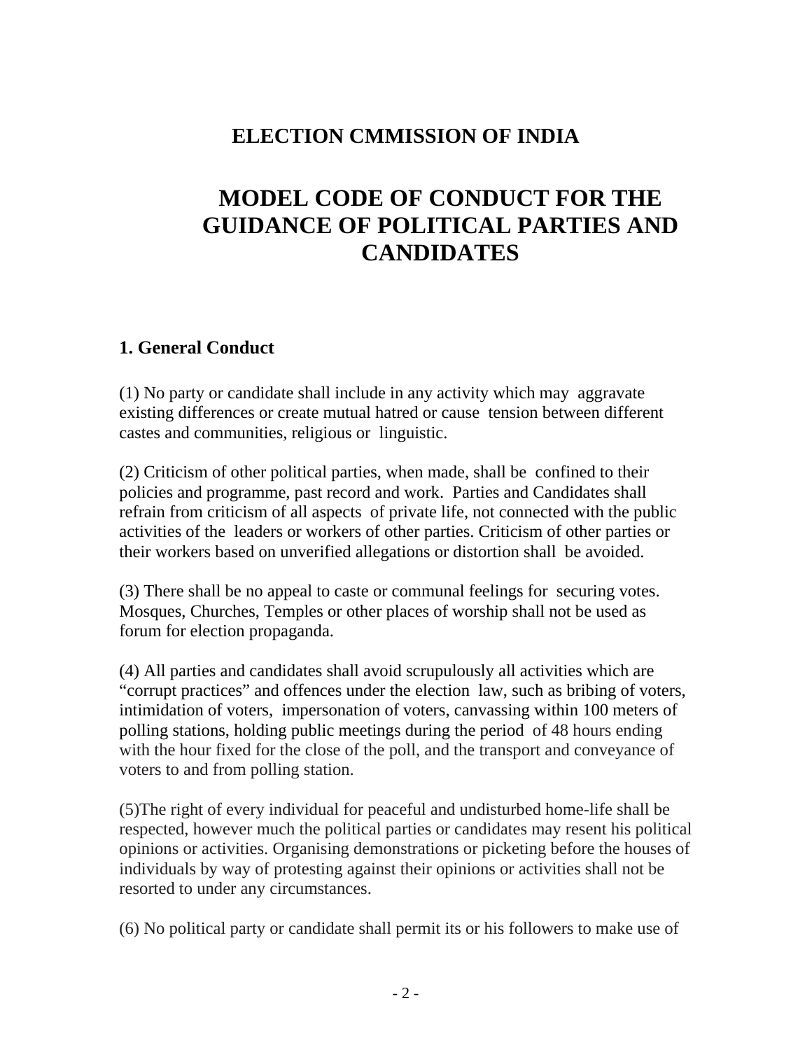# ELECTION CMMISSION OF INDIA

# MODEL CODE OF CONDUCT FOR THE GUIDANCE OF POLITICAL PARTIES AND CANDIDATES

## 1. General Conduct

(1) No party or candidate shall include in any activity which may aggravate existing differences or create mutual hatred or cause tension between different castes and communities, religious or linguistic.

(2) Criticism of other political parties, when made, shall be confined to their policies and programme, past record and work. Parties and Candidates shall refrain from criticism of all aspects of private life, not connected with the public activities of the leaders or workers of other parties. Criticism of other parties or their workers based on unverified allegations or distortion shall be avoided.

(3) There shall be no appeal to caste or communal feelings for securing votes. Mosques, Churches, Temples or other places of worship shall not be used as forum for election propaganda.

(4) All parties and candidates shall avoid scrupulously all activities which are "corrupt practices" and offences under the election law, such as bribing of voters, intimidation of voters, impersonation of voters, canvassing within 100 meters of polling stations, holding public meetings during the period of 48 hours ending with the hour fixed for the close of the poll, and the transport and conveyance of voters to and from polling station.

(5)The right of every individual for peaceful and undisturbed home-life shall be respected, however much the political parties or candidates may resent his political opinions or activities. Organising demonstrations or picketing before the houses of individuals by way of protesting against their opinions or activities shall not be resorted to under any circumstances.

(6) No political party or candidate shall permit its or his followers to make use of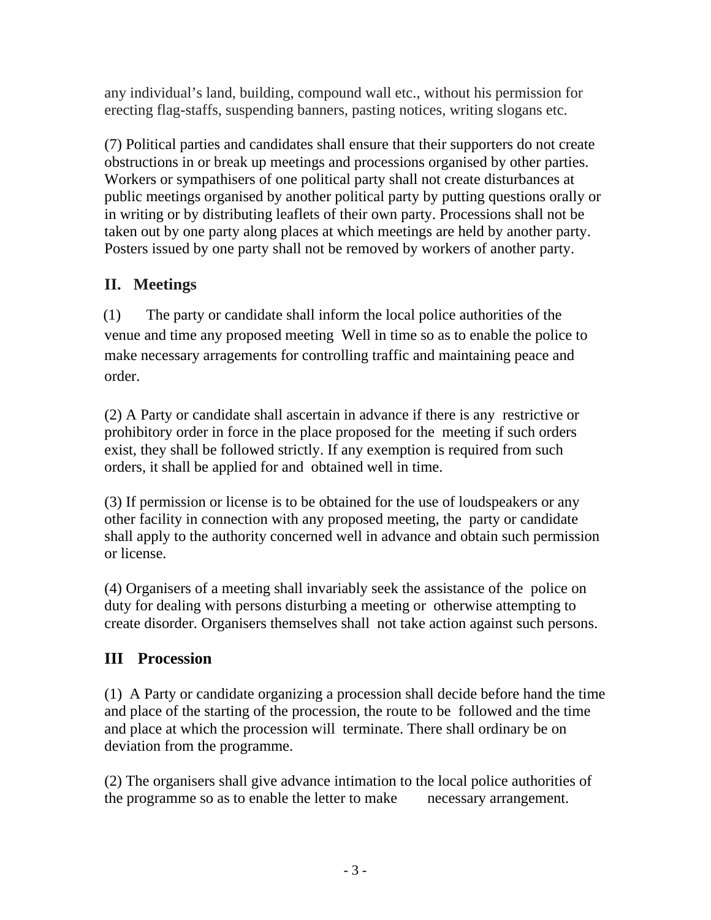any individual's land, building, compound wall etc., without his permission for erecting flag-staffs, suspending banners, pasting notices, writing slogans etc.

(7) Political parties and candidates shall ensure that their supporters do not create obstructions in or break up meetings and processions organised by other parties. Workers or sympathisers of one political party shall not create disturbances at public meetings organised by another political party by putting questions orally or in writing or by distributing leaflets of their own party. Processions shall not be taken out by one party along places at which meetings are held by another party. Posters issued by one party shall not be removed by workers of another party.

## II. Meetings

(1) The party or candidate shall inform the local police authorities of the venue and time any proposed meeting Well in time so as to enable the police to make necessary arragements for controlling traffic and maintaining peace and order.

(2) A Party or candidate shall ascertain in advance if there is any restrictive or prohibitory order in force in the place proposed for the meeting if such orders exist, they shall be followed strictly. If any exemption is required from such orders, it shall be applied for and obtained well in time.

(3) If permission or license is to be obtained for the use of loudspeakers or any other facility in connection with any proposed meeting, the party or candidate shall apply to the authority concerned well in advance and obtain such permission or license.

(4) Organisers of a meeting shall invariably seek the assistance of the police on duty for dealing with persons disturbing a meeting or otherwise attempting to create disorder. Organisers themselves shall not take action against such persons.

## III Procession

(1) A Party or candidate organizing a procession shall decide before hand the time and place of the starting of the procession, the route to be followed and the time and place at which the procession will terminate. There shall ordinary be on deviation from the programme.

(2) The organisers shall give advance intimation to the local police authorities of the programme so as to enable the letter to make necessary arrangement.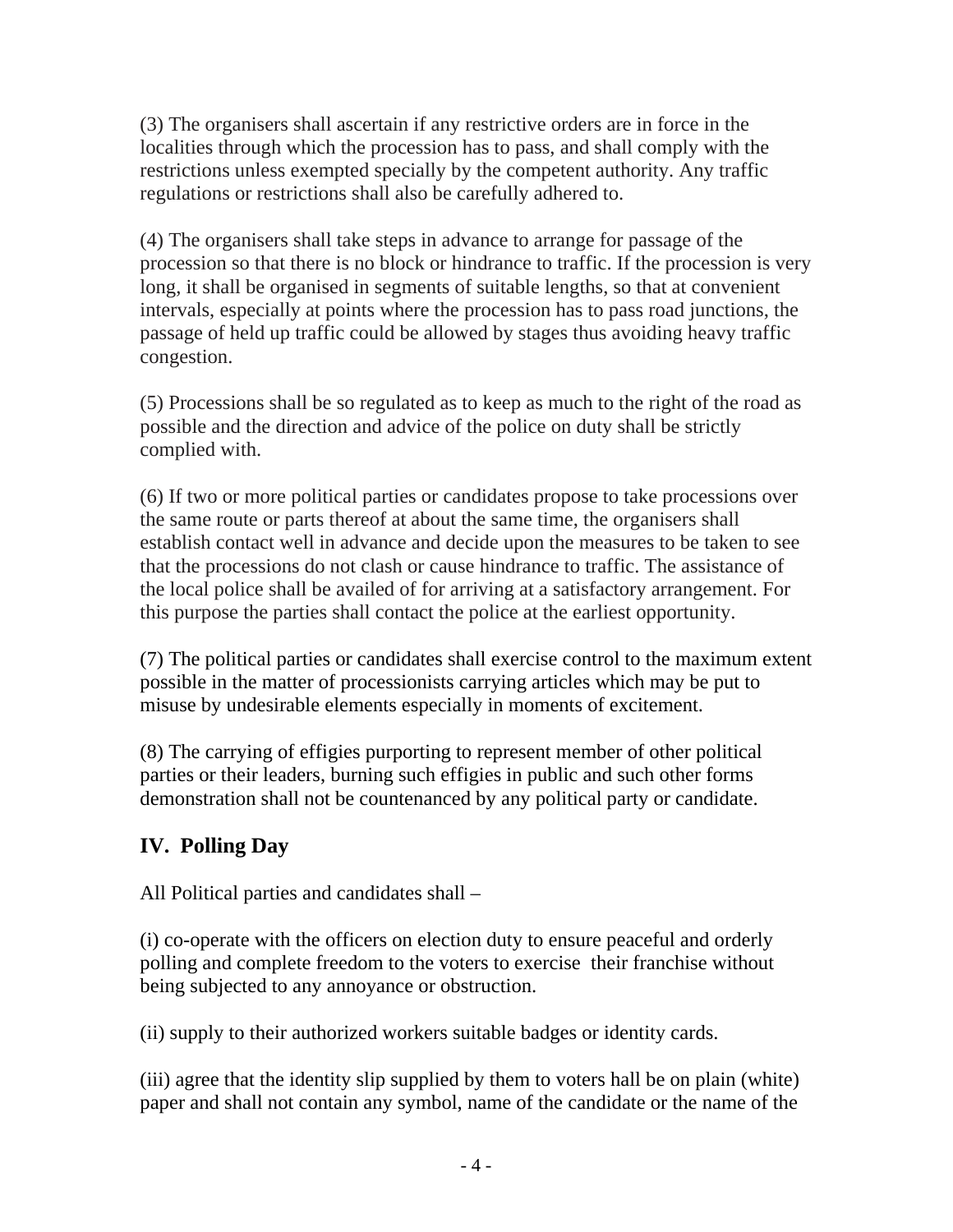(3) The organisers shall ascertain if any restrictive orders are in force in the localities through which the procession has to pass, and shall comply with the restrictions unless exempted specially by the competent authority. Any traffic regulations or restrictions shall also be carefully adhered to.

(4) The organisers shall take steps in advance to arrange for passage of the procession so that there is no block or hindrance to traffic. If the procession is very long, it shall be organised in segments of suitable lengths, so that at convenient intervals, especially at points where the procession has to pass road junctions, the passage of held up traffic could be allowed by stages thus avoiding heavy traffic congestion.

(5) Processions shall be so regulated as to keep as much to the right of the road as possible and the direction and advice of the police on duty shall be strictly complied with.

(6) If two or more political parties or candidates propose to take processions over the same route or parts thereof at about the same time, the organisers shall establish contact well in advance and decide upon the measures to be taken to see that the processions do not clash or cause hindrance to traffic. The assistance of the local police shall be availed of for arriving at a satisfactory arrangement. For this purpose the parties shall contact the police at the earliest opportunity.

(7) The political parties or candidates shall exercise control to the maximum extent possible in the matter of processionists carrying articles which may be put to misuse by undesirable elements especially in moments of excitement.

(8) The carrying of effigies purporting to represent member of other political parties or their leaders, burning such effigies in public and such other forms demonstration shall not be countenanced by any political party or candidate.

## IV. Polling Day

All Political parties and candidates shall –

(i) co-operate with the officers on election duty to ensure peaceful and orderly polling and complete freedom to the voters to exercise their franchise without being subjected to any annoyance or obstruction.

(ii) supply to their authorized workers suitable badges or identity cards.

(iii) agree that the identity slip supplied by them to voters hall be on plain (white) paper and shall not contain any symbol, name of the candidate or the name of the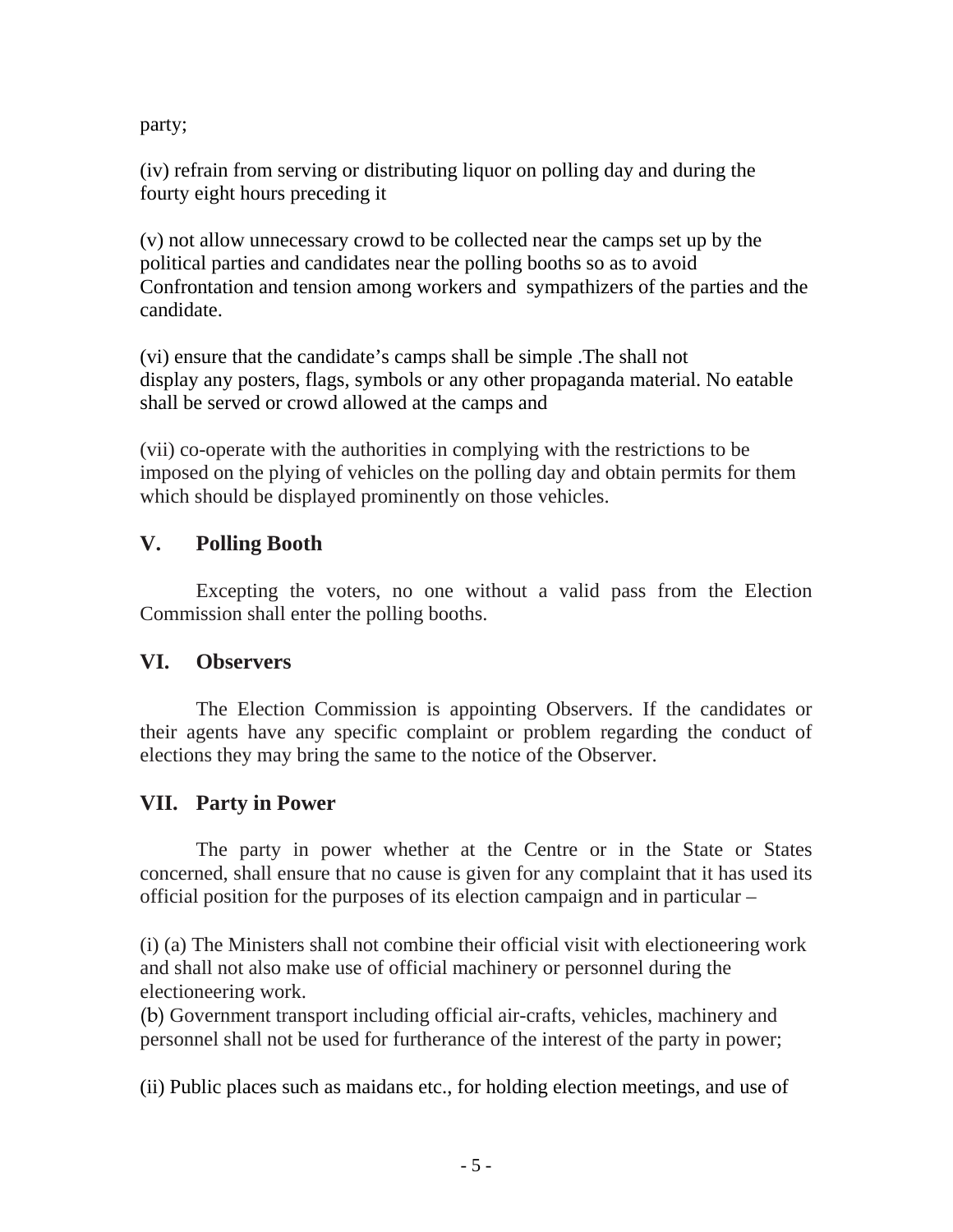party;

(iv) refrain from serving or distributing liquor on polling day and during the fourty eight hours preceding it

(v) not allow unnecessary crowd to be collected near the camps set up by the political parties and candidates near the polling booths so as to avoid Confrontation and tension among workers and sympathizers of the parties and the candidate.

(vi) ensure that the candidate's camps shall be simple .The shall not display any posters, flags, symbols or any other propaganda material. No eatable shall be served or crowd allowed at the camps and

(vii) co-operate with the authorities in complying with the restrictions to be imposed on the plying of vehicles on the polling day and obtain permits for them which should be displayed prominently on those vehicles.

## V. Polling Booth

Excepting the voters, no one without a valid pass from the Election Commission shall enter the polling booths.

## VI. Observers

The Election Commission is appointing Observers. If the candidates or their agents have any specific complaint or problem regarding the conduct of elections they may bring the same to the notice of the Observer.

## VII. Party in Power

The party in power whether at the Centre or in the State or States concerned, shall ensure that no cause is given for any complaint that it has used its official position for the purposes of its election campaign and in particular –

(i) (a) The Ministers shall not combine their official visit with electioneering work and shall not also make use of official machinery or personnel during the electioneering work.
(b) Government transport including official air-crafts, vehicles, machinery and personnel shall not be used for furtherance of the interest of the party in power;

(ii) Public places such as maidans etc., for holding election meetings, and use of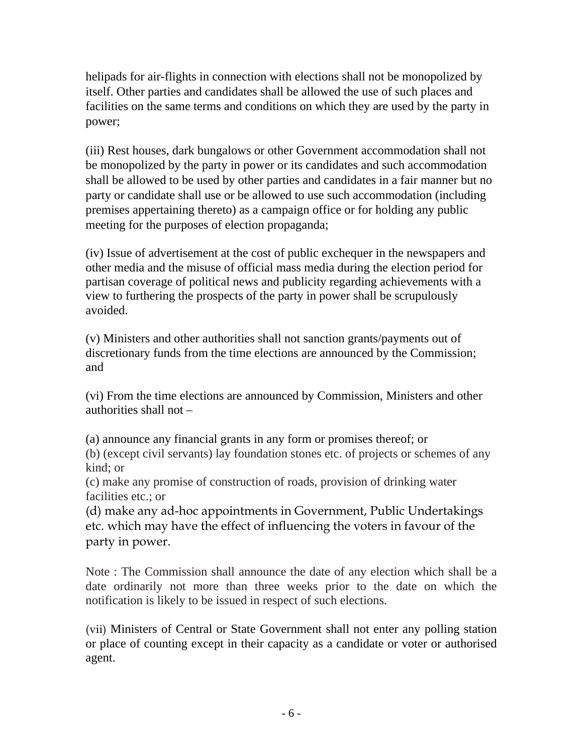helipads for air-flights in connection with elections shall not be monopolized by itself. Other parties and candidates shall be allowed the use of such places and facilities on the same terms and conditions on which they are used by the party in power;

(iii) Rest houses, dark bungalows or other Government accommodation shall not be monopolized by the party in power or its candidates and such accommodation shall be allowed to be used by other parties and candidates in a fair manner but no party or candidate shall use or be allowed to use such accommodation (including premises appertaining thereto) as a campaign office or for holding any public meeting for the purposes of election propaganda;

(iv) Issue of advertisement at the cost of public exchequer in the newspapers and other media and the misuse of official mass media during the election period for partisan coverage of political news and publicity regarding achievements with a view to furthering the prospects of the party in power shall be scrupulously avoided.

(v) Ministers and other authorities shall not sanction grants/payments out of discretionary funds from the time elections are announced by the Commission; and

(vi) From the time elections are announced by Commission, Ministers and other authorities shall not –

(a) announce any financial grants in any form or promises thereof; or
(b) (except civil servants) lay foundation stones etc. of projects or schemes of any kind; or
(c) make any promise of construction of roads, provision of drinking water facilities etc.; or
(d) make any ad-hoc appointments in Government, Public Undertakings etc. which may have the effect of influencing the voters in favour of the party in power.

Note : The Commission shall announce the date of any election which shall be a date ordinarily not more than three weeks prior to the date on which the notification is likely to be issued in respect of such elections.

(vii) Ministers of Central or State Government shall not enter any polling station or place of counting except in their capacity as a candidate or voter or authorised agent.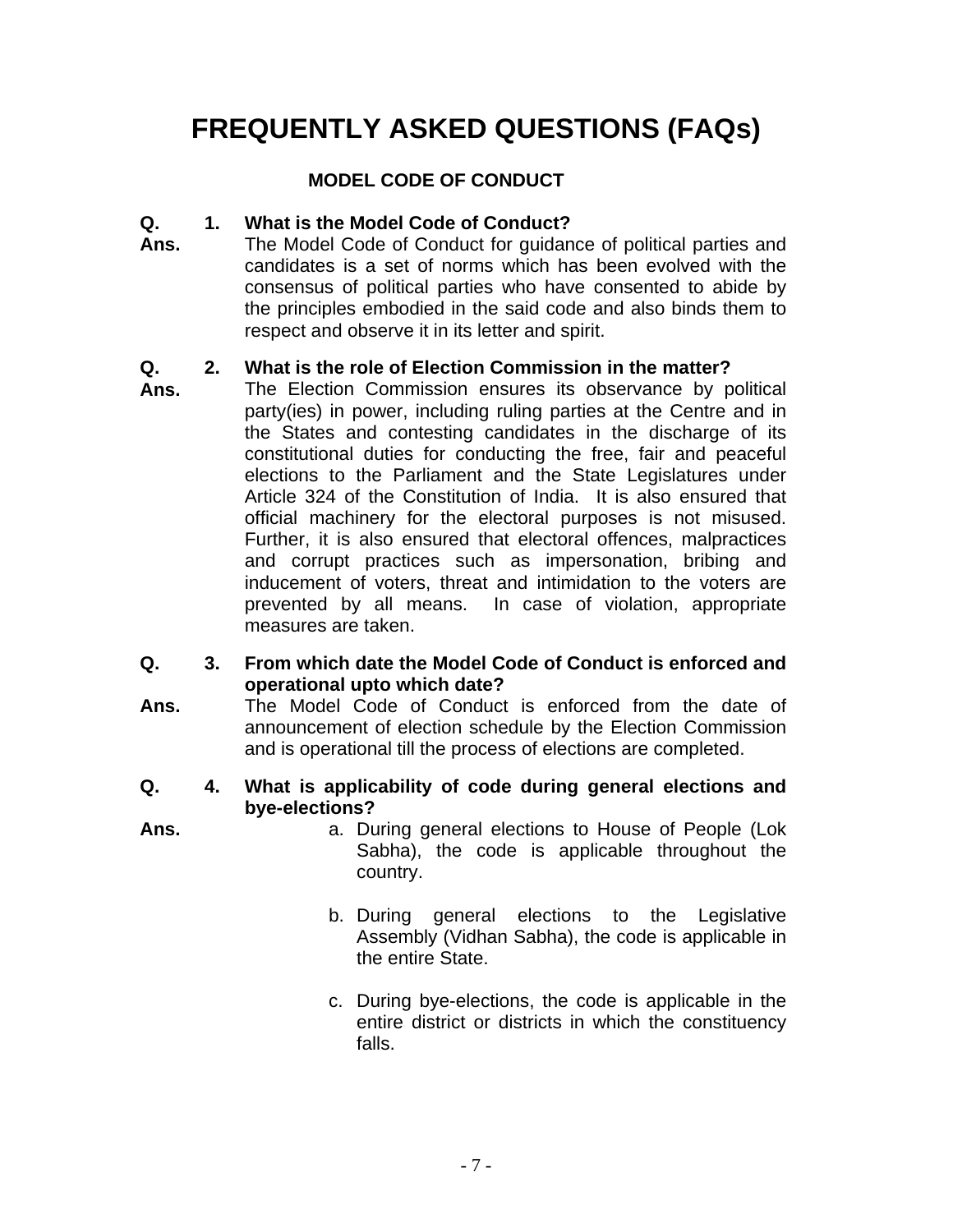# FREQUENTLY ASKED QUESTIONS (FAQs)

## MODEL CODE OF CONDUCT

**Q. 1. What is the Model Code of Conduct?**

**Ans.** The Model Code of Conduct for guidance of political parties and candidates is a set of norms which has been evolved with the consensus of political parties who have consented to abide by the principles embodied in the said code and also binds them to respect and observe it in its letter and spirit.

**Q. 2. What is the role of Election Commission in the matter?**

**Ans.** The Election Commission ensures its observance by political party(ies) in power, including ruling parties at the Centre and in the States and contesting candidates in the discharge of its constitutional duties for conducting the free, fair and peaceful elections to the Parliament and the State Legislatures under Article 324 of the Constitution of India. It is also ensured that official machinery for the electoral purposes is not misused. Further, it is also ensured that electoral offences, malpractices and corrupt practices such as impersonation, bribing and inducement of voters, threat and intimidation to the voters are prevented by all means. In case of violation, appropriate measures are taken.

**Q. 3. From which date the Model Code of Conduct is enforced and operational upto which date?**

**Ans.** The Model Code of Conduct is enforced from the date of announcement of election schedule by the Election Commission and is operational till the process of elections are completed.

**Q. 4. What is applicability of code during general elections and bye-elections?**

**Ans.**

a. During general elections to House of People (Lok Sabha), the code is applicable throughout the country.

b. During general elections to the Legislative Assembly (Vidhan Sabha), the code is applicable in the entire State.

c. During bye-elections, the code is applicable in the entire district or districts in which the constituency falls.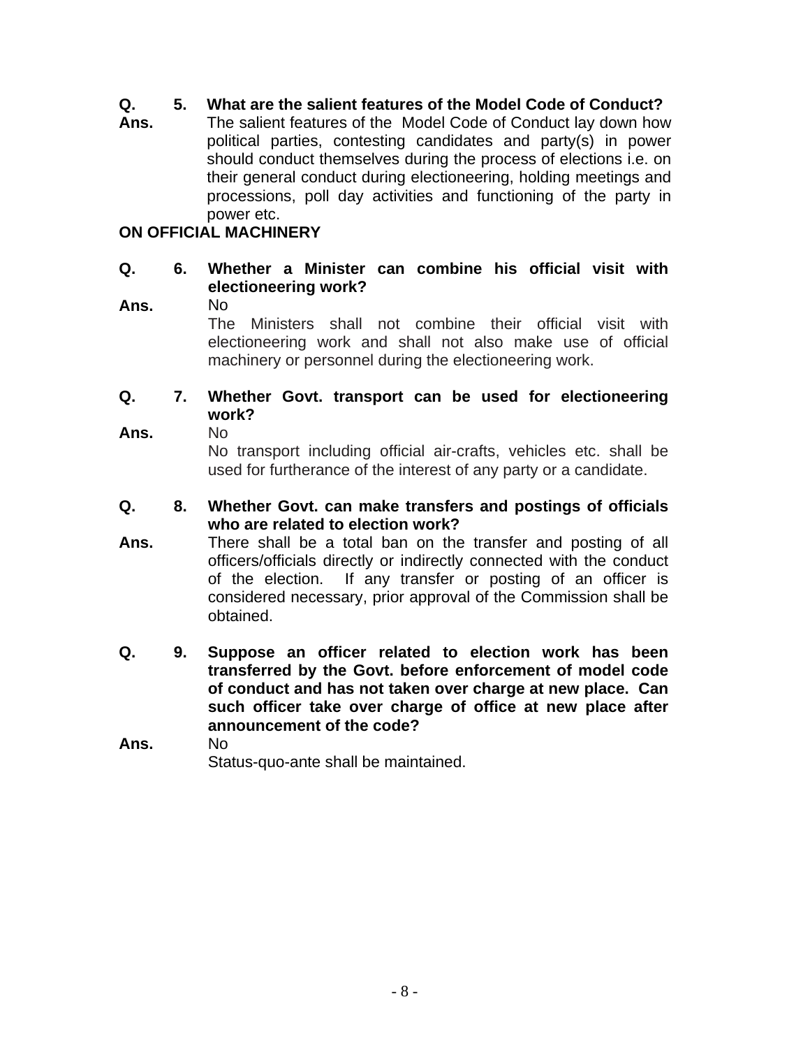**Q. 5. What are the salient features of the Model Code of Conduct?**

**Ans.** The salient features of the Model Code of Conduct lay down how political parties, contesting candidates and party(s) in power should conduct themselves during the process of elections i.e. on their general conduct during electioneering, holding meetings and processions, poll day activities and functioning of the party in power etc.

**ON OFFICIAL MACHINERY**

**Q. 6. Whether a Minister can combine his official visit with electioneering work?**

**Ans.** No

The Ministers shall not combine their official visit with electioneering work and shall not also make use of official machinery or personnel during the electioneering work.

**Q. 7. Whether Govt. transport can be used for electioneering work?**

**Ans.** No

No transport including official air-crafts, vehicles etc. shall be used for furtherance of the interest of any party or a candidate.

**Q. 8. Whether Govt. can make transfers and postings of officials who are related to election work?**

**Ans.** There shall be a total ban on the transfer and posting of all officers/officials directly or indirectly connected with the conduct of the election. If any transfer or posting of an officer is considered necessary, prior approval of the Commission shall be obtained.

**Q. 9. Suppose an officer related to election work has been transferred by the Govt. before enforcement of model code of conduct and has not taken over charge at new place. Can such officer take over charge of office at new place after announcement of the code?**

**Ans.** No

Status-quo-ante shall be maintained.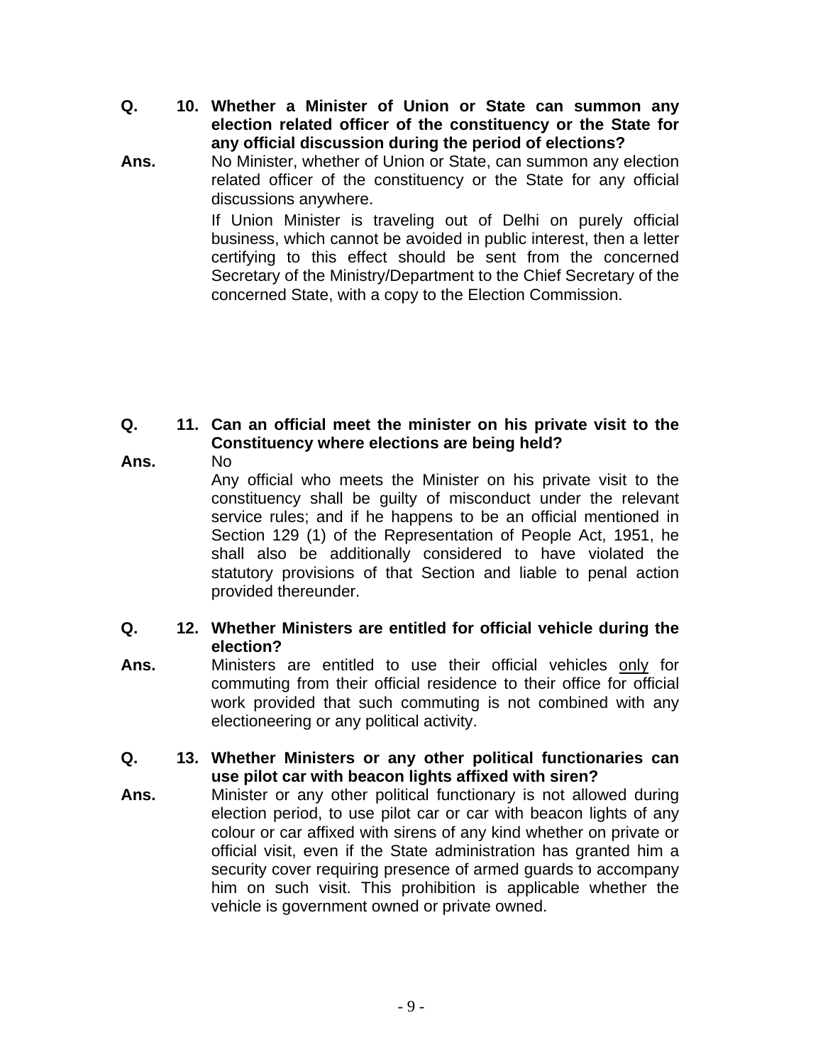**Q. 10. Whether a Minister of Union or State can summon any election related officer of the constituency or the State for any official discussion during the period of elections?**

**Ans.** No Minister, whether of Union or State, can summon any election related officer of the constituency or the State for any official discussions anywhere.

If Union Minister is traveling out of Delhi on purely official business, which cannot be avoided in public interest, then a letter certifying to this effect should be sent from the concerned Secretary of the Ministry/Department to the Chief Secretary of the concerned State, with a copy to the Election Commission.

**Q. 11. Can an official meet the minister on his private visit to the Constituency where elections are being held?**

**Ans.** No

Any official who meets the Minister on his private visit to the constituency shall be guilty of misconduct under the relevant service rules; and if he happens to be an official mentioned in Section 129 (1) of the Representation of People Act, 1951, he shall also be additionally considered to have violated the statutory provisions of that Section and liable to penal action provided thereunder.

**Q. 12. Whether Ministers are entitled for official vehicle during the election?**

**Ans.** Ministers are entitled to use their official vehicles <u>only</u> for commuting from their official residence to their office for official work provided that such commuting is not combined with any electioneering or any political activity.

**Q. 13. Whether Ministers or any other political functionaries can use pilot car with beacon lights affixed with siren?**

**Ans.** Minister or any other political functionary is not allowed during election period, to use pilot car or car with beacon lights of any colour or car affixed with sirens of any kind whether on private or official visit, even if the State administration has granted him a security cover requiring presence of armed guards to accompany him on such visit. This prohibition is applicable whether the vehicle is government owned or private owned.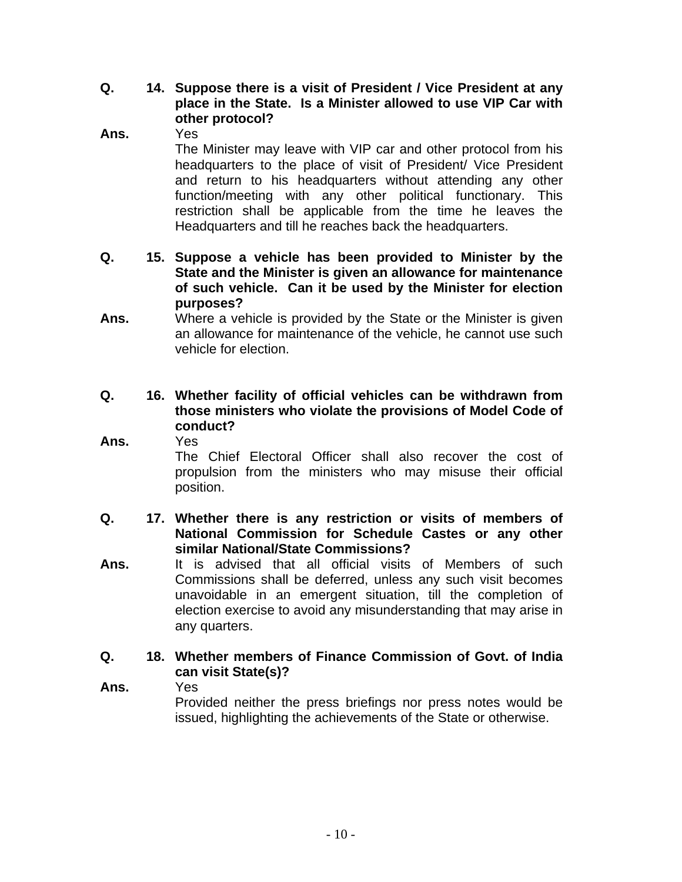**Q. 14. Suppose there is a visit of President / Vice President at any place in the State. Is a Minister allowed to use VIP Car with other protocol?**

**Ans.** Yes

The Minister may leave with VIP car and other protocol from his headquarters to the place of visit of President/ Vice President and return to his headquarters without attending any other function/meeting with any other political functionary. This restriction shall be applicable from the time he leaves the Headquarters and till he reaches back the headquarters.

**Q. 15. Suppose a vehicle has been provided to Minister by the State and the Minister is given an allowance for maintenance of such vehicle. Can it be used by the Minister for election purposes?**

**Ans.** Where a vehicle is provided by the State or the Minister is given an allowance for maintenance of the vehicle, he cannot use such vehicle for election.

**Q. 16. Whether facility of official vehicles can be withdrawn from those ministers who violate the provisions of Model Code of conduct?**

**Ans.** Yes

The Chief Electoral Officer shall also recover the cost of propulsion from the ministers who may misuse their official position.

**Q. 17. Whether there is any restriction or visits of members of National Commission for Schedule Castes or any other similar National/State Commissions?**

**Ans.** It is advised that all official visits of Members of such Commissions shall be deferred, unless any such visit becomes unavoidable in an emergent situation, till the completion of election exercise to avoid any misunderstanding that may arise in any quarters.

**Q. 18. Whether members of Finance Commission of Govt. of India can visit State(s)?**

**Ans.** Yes

Provided neither the press briefings nor press notes would be issued, highlighting the achievements of the State or otherwise.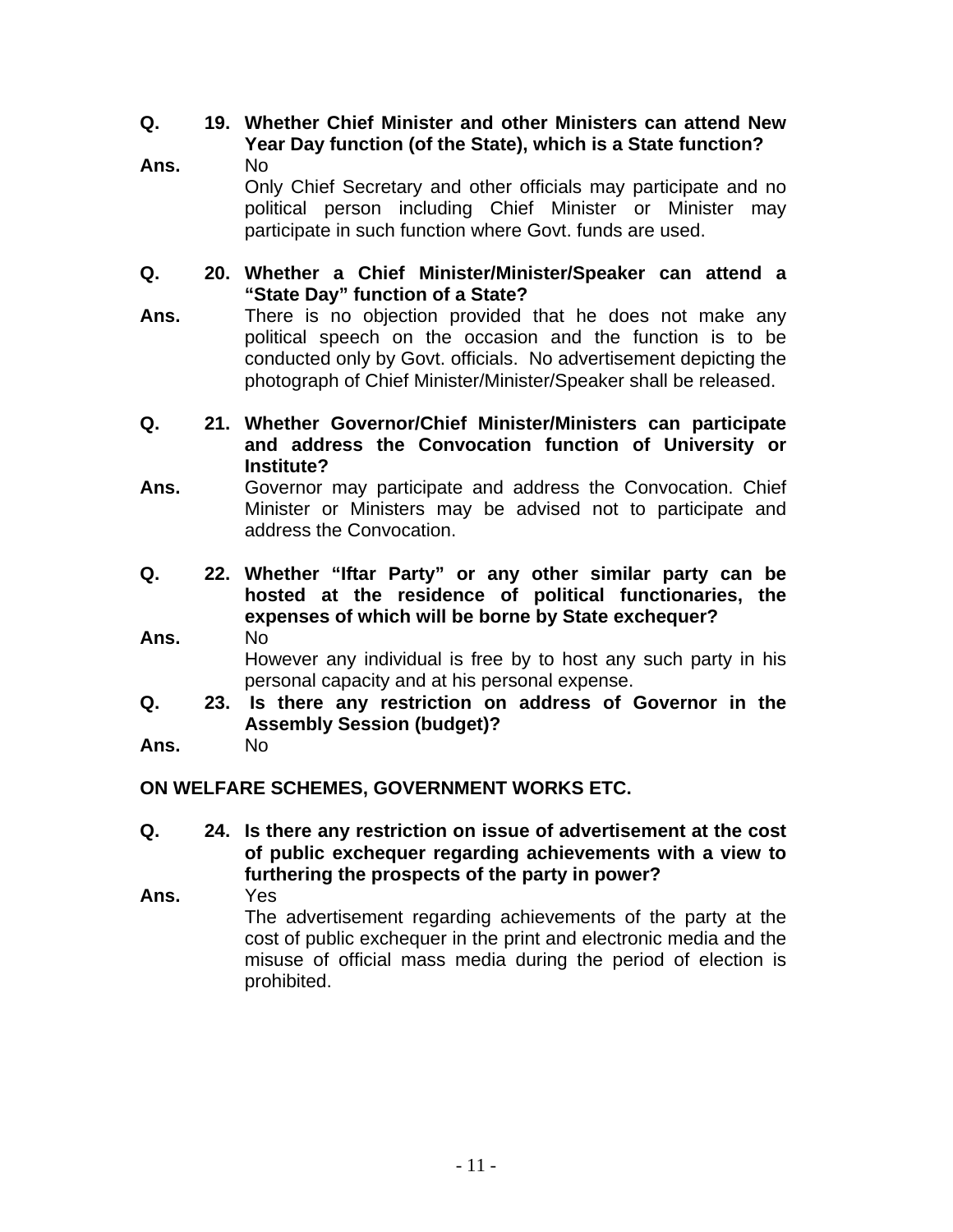**Q. 19. Whether Chief Minister and other Ministers can attend New Year Day function (of the State), which is a State function?**

**Ans.** No

Only Chief Secretary and other officials may participate and no political person including Chief Minister or Minister may participate in such function where Govt. funds are used.

**Q. 20. Whether a Chief Minister/Minister/Speaker can attend a "State Day" function of a State?**

**Ans.** There is no objection provided that he does not make any political speech on the occasion and the function is to be conducted only by Govt. officials. No advertisement depicting the photograph of Chief Minister/Minister/Speaker shall be released.

**Q. 21. Whether Governor/Chief Minister/Ministers can participate and address the Convocation function of University or Institute?**

**Ans.** Governor may participate and address the Convocation. Chief Minister or Ministers may be advised not to participate and address the Convocation.

**Q. 22. Whether "Iftar Party" or any other similar party can be hosted at the residence of political functionaries, the expenses of which will be borne by State exchequer?**

**Ans.** No

However any individual is free by to host any such party in his personal capacity and at his personal expense.

**Q. 23. Is there any restriction on address of Governor in the Assembly Session (budget)?**

**Ans.** No

**ON WELFARE SCHEMES, GOVERNMENT WORKS ETC.**

**Q. 24. Is there any restriction on issue of advertisement at the cost of public exchequer regarding achievements with a view to furthering the prospects of the party in power?**

**Ans.** Yes

The advertisement regarding achievements of the party at the cost of public exchequer in the print and electronic media and the misuse of official mass media during the period of election is prohibited.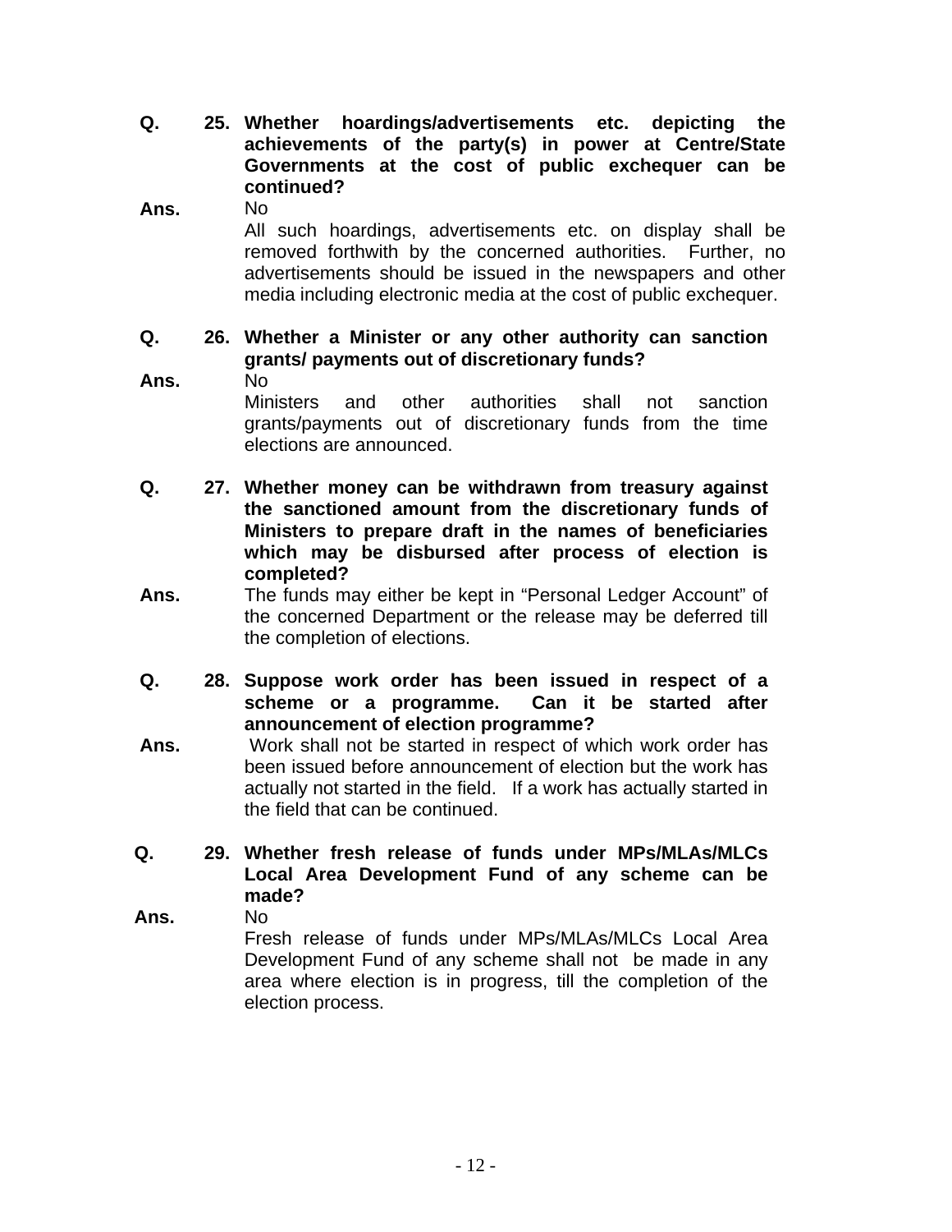**Q. 25. Whether hoardings/advertisements etc. depicting the achievements of the party(s) in power at Centre/State Governments at the cost of public exchequer can be continued?**

**Ans.** No

All such hoardings, advertisements etc. on display shall be removed forthwith by the concerned authorities. Further, no advertisements should be issued in the newspapers and other media including electronic media at the cost of public exchequer.

**Q. 26. Whether a Minister or any other authority can sanction grants/ payments out of discretionary funds?**

**Ans.** No

Ministers and other authorities shall not sanction grants/payments out of discretionary funds from the time elections are announced.

**Q. 27. Whether money can be withdrawn from treasury against the sanctioned amount from the discretionary funds of Ministers to prepare draft in the names of beneficiaries which may be disbursed after process of election is completed?**

**Ans.** The funds may either be kept in "Personal Ledger Account" of the concerned Department or the release may be deferred till the completion of elections.

**Q. 28. Suppose work order has been issued in respect of a scheme or a programme. Can it be started after announcement of election programme?**

**Ans.** Work shall not be started in respect of which work order has been issued before announcement of election but the work has actually not started in the field. If a work has actually started in the field that can be continued.

**Q. 29. Whether fresh release of funds under MPs/MLAs/MLCs Local Area Development Fund of any scheme can be made?**

**Ans.** No

Fresh release of funds under MPs/MLAs/MLCs Local Area Development Fund of any scheme shall not be made in any area where election is in progress, till the completion of the election process.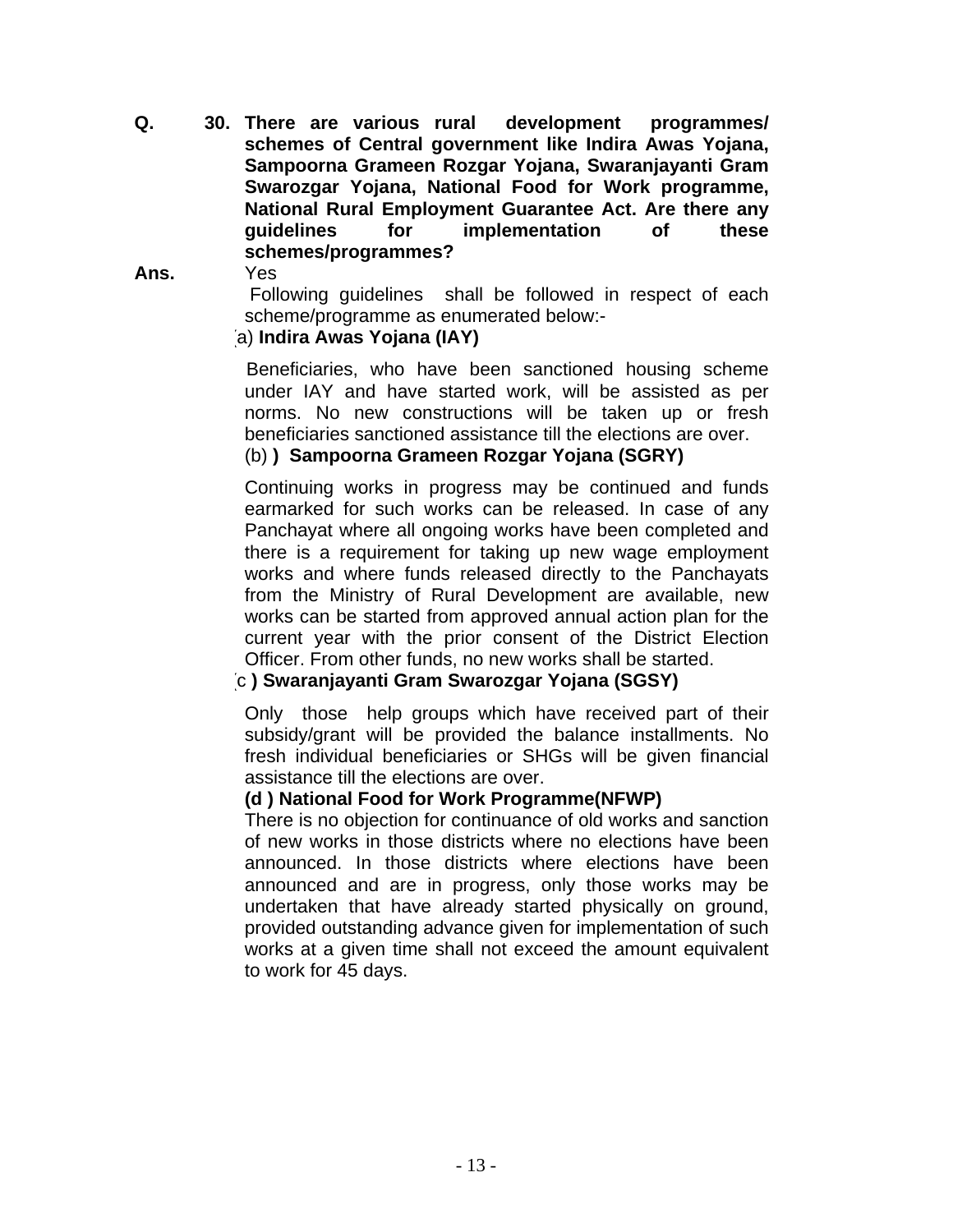**Q. 30. There are various rural development programmes/ schemes of Central government like Indira Awas Yojana, Sampoorna Grameen Rozgar Yojana, Swaranjayanti Gram Swarozgar Yojana, National Food for Work programme, National Rural Employment Guarantee Act. Are there any guidelines for implementation of these schemes/programmes?**

**Ans.** Yes

Following guidelines shall be followed in respect of each scheme/programme as enumerated below:-

(a) **Indira Awas Yojana (IAY)**

Beneficiaries, who have been sanctioned housing scheme under IAY and have started work, will be assisted as per norms. No new constructions will be taken up or fresh beneficiaries sanctioned assistance till the elections are over.

(b) **) Sampoorna Grameen Rozgar Yojana (SGRY)**

Continuing works in progress may be continued and funds earmarked for such works can be released. In case of any Panchayat where all ongoing works have been completed and there is a requirement for taking up new wage employment works and where funds released directly to the Panchayats from the Ministry of Rural Development are available, new works can be started from approved annual action plan for the current year with the prior consent of the District Election Officer. From other funds, no new works shall be started.

(c **) Swaranjayanti Gram Swarozgar Yojana (SGSY)**

Only those help groups which have received part of their subsidy/grant will be provided the balance installments. No fresh individual beneficiaries or SHGs will be given financial assistance till the elections are over.

**(d ) National Food for Work Programme(NFWP)**

There is no objection for continuance of old works and sanction of new works in those districts where no elections have been announced. In those districts where elections have been announced and are in progress, only those works may be undertaken that have already started physically on ground, provided outstanding advance given for implementation of such works at a given time shall not exceed the amount equivalent to work for 45 days.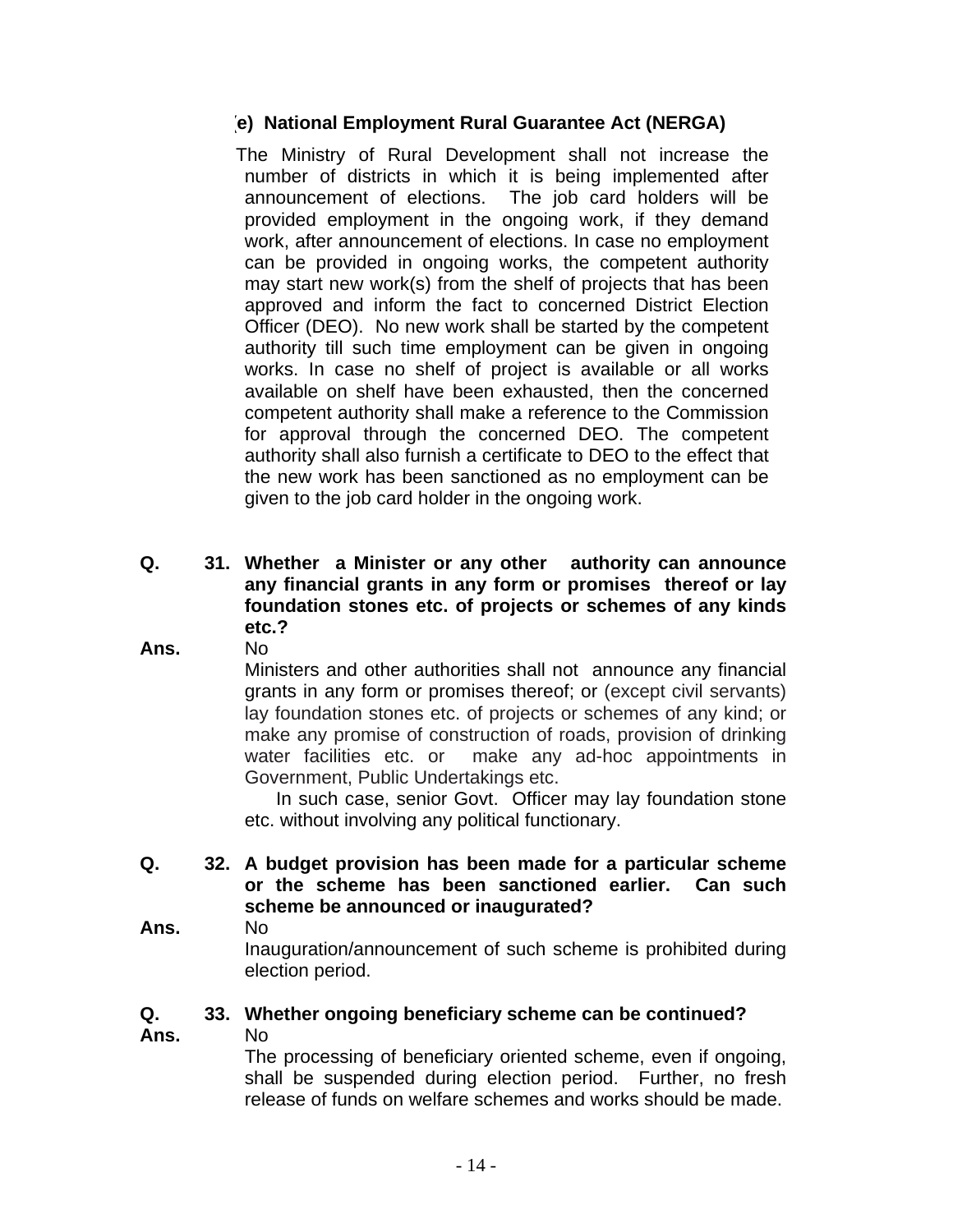**(e) National Employment Rural Guarantee Act (NERGA)**

The Ministry of Rural Development shall not increase the number of districts in which it is being implemented after announcement of elections. The job card holders will be provided employment in the ongoing work, if they demand work, after announcement of elections. In case no employment can be provided in ongoing works, the competent authority may start new work(s) from the shelf of projects that has been approved and inform the fact to concerned District Election Officer (DEO). No new work shall be started by the competent authority till such time employment can be given in ongoing works. In case no shelf of project is available or all works available on shelf have been exhausted, then the concerned competent authority shall make a reference to the Commission for approval through the concerned DEO. The competent authority shall also furnish a certificate to DEO to the effect that the new work has been sanctioned as no employment can be given to the job card holder in the ongoing work.

**Q. 31. Whether a Minister or any other authority can announce any financial grants in any form or promises thereof or lay foundation stones etc. of projects or schemes of any kinds etc.?**

**Ans.** No

Ministers and other authorities shall not announce any financial grants in any form or promises thereof; or (except civil servants) lay foundation stones etc. of projects or schemes of any kind; or make any promise of construction of roads, provision of drinking water facilities etc. or make any ad-hoc appointments in Government, Public Undertakings etc.

In such case, senior Govt. Officer may lay foundation stone etc. without involving any political functionary.

**Q. 32. A budget provision has been made for a particular scheme or the scheme has been sanctioned earlier. Can such scheme be announced or inaugurated?**

**Ans.** No

Inauguration/announcement of such scheme is prohibited during election period.

**Q. 33. Whether ongoing beneficiary scheme can be continued?**

**Ans.** No

The processing of beneficiary oriented scheme, even if ongoing, shall be suspended during election period. Further, no fresh release of funds on welfare schemes and works should be made.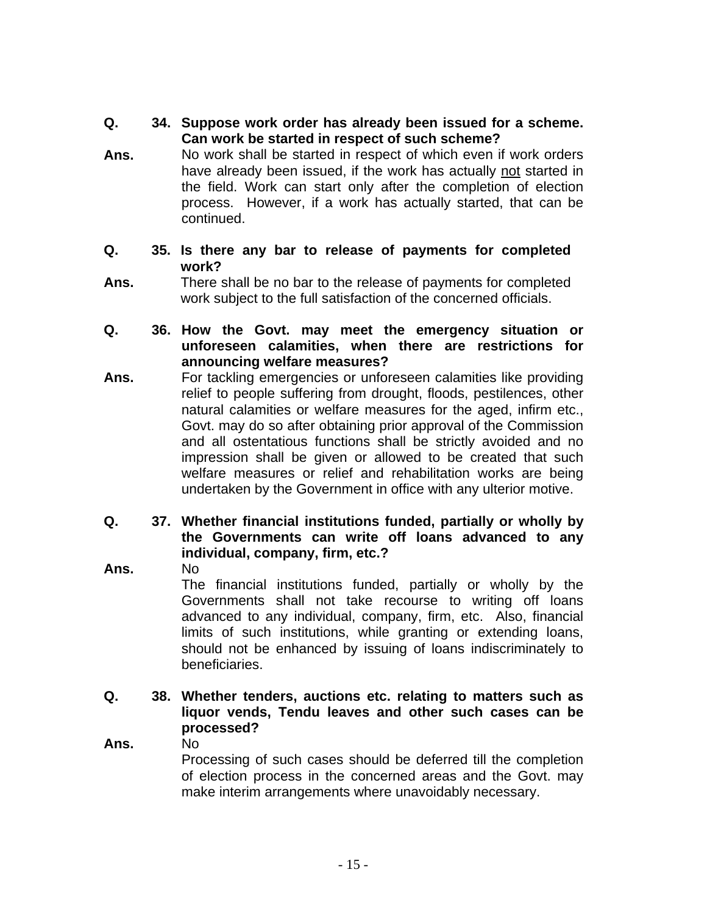**Q. 34. Suppose work order has already been issued for a scheme. Can work be started in respect of such scheme?**

**Ans.** No work shall be started in respect of which even if work orders have already been issued, if the work has actually <u>not</u> started in the field. Work can start only after the completion of election process. However, if a work has actually started, that can be continued.

**Q. 35. Is there any bar to release of payments for completed work?**

**Ans.** There shall be no bar to the release of payments for completed work subject to the full satisfaction of the concerned officials.

**Q. 36. How the Govt. may meet the emergency situation or unforeseen calamities, when there are restrictions for announcing welfare measures?**

**Ans.** For tackling emergencies or unforeseen calamities like providing relief to people suffering from drought, floods, pestilences, other natural calamities or welfare measures for the aged, infirm etc., Govt. may do so after obtaining prior approval of the Commission and all ostentatious functions shall be strictly avoided and no impression shall be given or allowed to be created that such welfare measures or relief and rehabilitation works are being undertaken by the Government in office with any ulterior motive.

**Q. 37. Whether financial institutions funded, partially or wholly by the Governments can write off loans advanced to any individual, company, firm, etc.?**

**Ans.** No

The financial institutions funded, partially or wholly by the Governments shall not take recourse to writing off loans advanced to any individual, company, firm, etc. Also, financial limits of such institutions, while granting or extending loans, should not be enhanced by issuing of loans indiscriminately to beneficiaries.

**Q. 38. Whether tenders, auctions etc. relating to matters such as liquor vends, Tendu leaves and other such cases can be processed?**

**Ans.** No

Processing of such cases should be deferred till the completion of election process in the concerned areas and the Govt. may make interim arrangements where unavoidably necessary.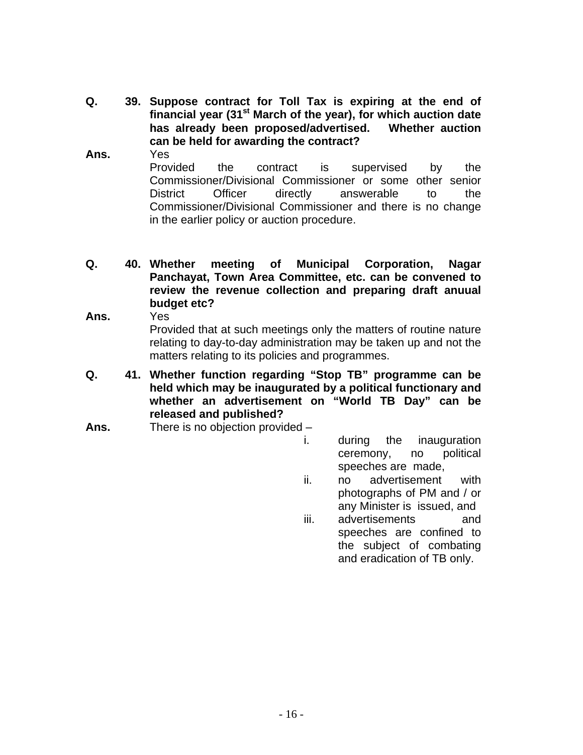**Q. 39. Suppose contract for Toll Tax is expiring at the end of financial year (31st March of the year), for which auction date has already been proposed/advertised. Whether auction can be held for awarding the contract?**

**Ans.** Yes

Provided the contract is supervised by the Commissioner/Divisional Commissioner or some other senior District Officer directly answerable to the Commissioner/Divisional Commissioner and there is no change in the earlier policy or auction procedure.

**Q. 40. Whether meeting of Municipal Corporation, Nagar Panchayat, Town Area Committee, etc. can be convened to review the revenue collection and preparing draft anuual budget etc?**

**Ans.** Yes

Provided that at such meetings only the matters of routine nature relating to day-to-day administration may be taken up and not the matters relating to its policies and programmes.

**Q. 41. Whether function regarding "Stop TB" programme can be held which may be inaugurated by a political functionary and whether an advertisement on "World TB Day" can be released and published?**

**Ans.** There is no objection provided –

i. during the inauguration ceremony, no political speeches are made,

ii. no advertisement with photographs of PM and / or any Minister is issued, and

iii. advertisements and speeches are confined to the subject of combating and eradication of TB only.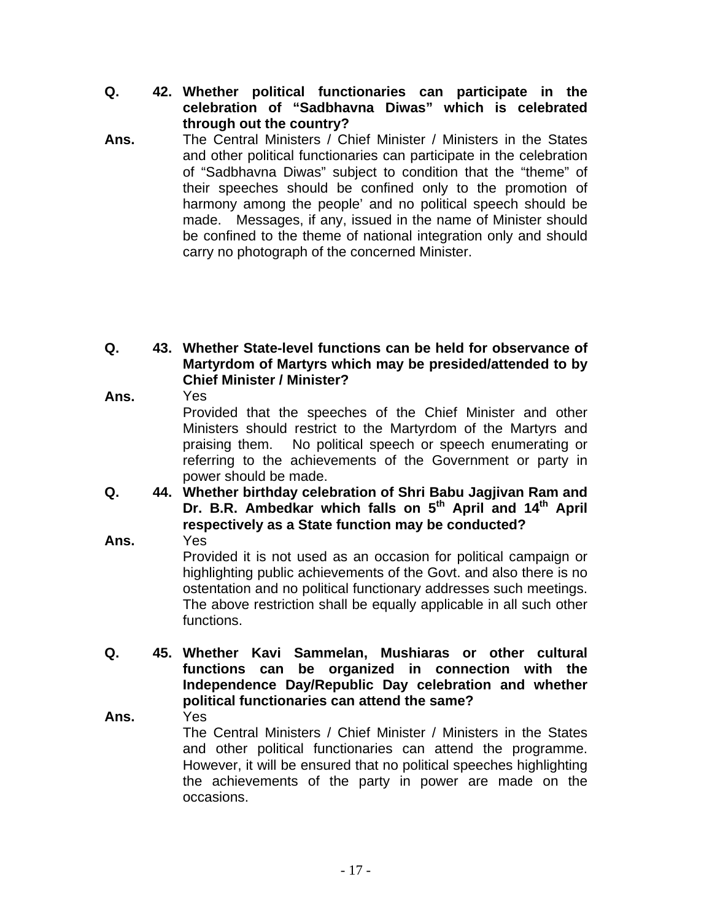**Q. 42. Whether political functionaries can participate in the celebration of "Sadbhavna Diwas" which is celebrated through out the country?**

**Ans.** The Central Ministers / Chief Minister / Ministers in the States and other political functionaries can participate in the celebration of "Sadbhavna Diwas" subject to condition that the "theme" of their speeches should be confined only to the promotion of harmony among the people' and no political speech should be made. Messages, if any, issued in the name of Minister should be confined to the theme of national integration only and should carry no photograph of the concerned Minister.

**Q. 43. Whether State-level functions can be held for observance of Martyrdom of Martyrs which may be presided/attended to by Chief Minister / Minister?**

**Ans.** Yes

Provided that the speeches of the Chief Minister and other Ministers should restrict to the Martyrdom of the Martyrs and praising them. No political speech or speech enumerating or referring to the achievements of the Government or party in power should be made.

**Q. 44. Whether birthday celebration of Shri Babu Jagjivan Ram and Dr. B.R. Ambedkar which falls on 5th April and 14th April respectively as a State function may be conducted?**

**Ans.** Yes

Provided it is not used as an occasion for political campaign or highlighting public achievements of the Govt. and also there is no ostentation and no political functionary addresses such meetings. The above restriction shall be equally applicable in all such other functions.

**Q. 45. Whether Kavi Sammelan, Mushiaras or other cultural functions can be organized in connection with the Independence Day/Republic Day celebration and whether political functionaries can attend the same?**

**Ans.** Yes

The Central Ministers / Chief Minister / Ministers in the States and other political functionaries can attend the programme. However, it will be ensured that no political speeches highlighting the achievements of the party in power are made on the occasions.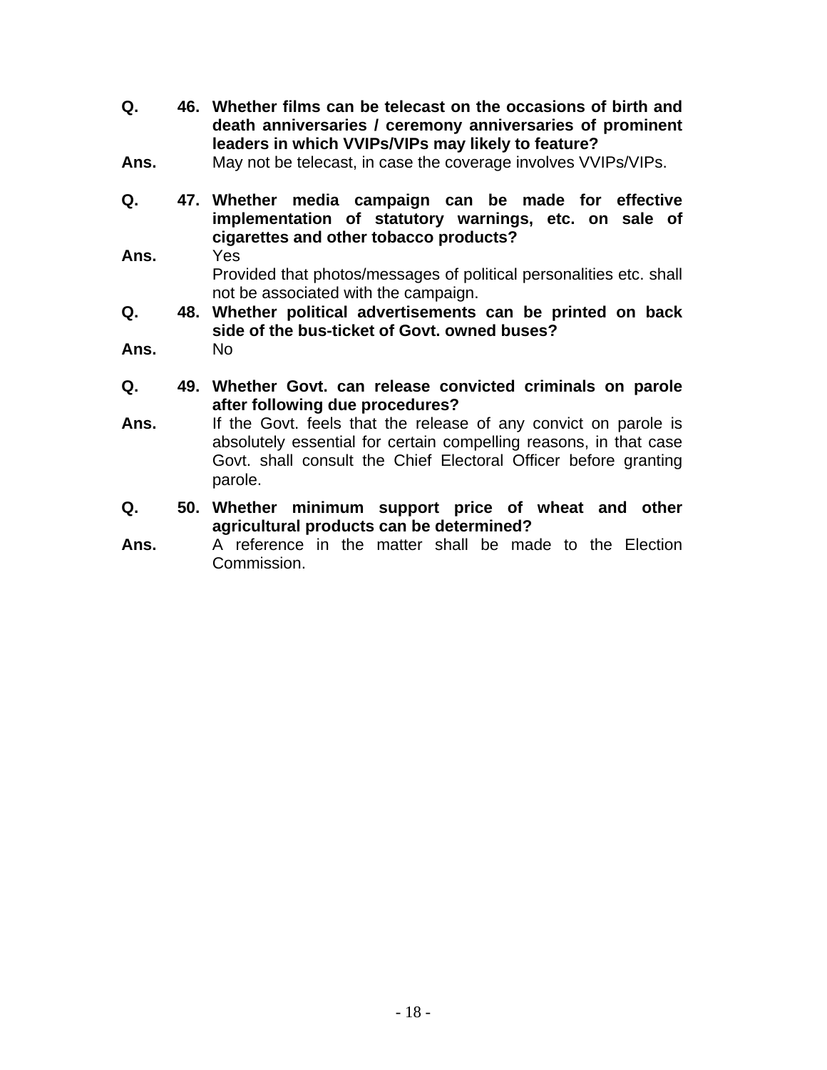**Q. 46. Whether films can be telecast on the occasions of birth and death anniversaries / ceremony anniversaries of prominent leaders in which VVIPs/VIPs may likely to feature?**

**Ans.** May not be telecast, in case the coverage involves VVIPs/VIPs.

**Q. 47. Whether media campaign can be made for effective implementation of statutory warnings, etc. on sale of cigarettes and other tobacco products?**

**Ans.** Yes

Provided that photos/messages of political personalities etc. shall not be associated with the campaign.

**Q. 48. Whether political advertisements can be printed on back side of the bus-ticket of Govt. owned buses?**

**Ans.** No

**Q. 49. Whether Govt. can release convicted criminals on parole after following due procedures?**

**Ans.** If the Govt. feels that the release of any convict on parole is absolutely essential for certain compelling reasons, in that case Govt. shall consult the Chief Electoral Officer before granting parole.

**Q. 50. Whether minimum support price of wheat and other agricultural products can be determined?**

**Ans.** A reference in the matter shall be made to the Election Commission.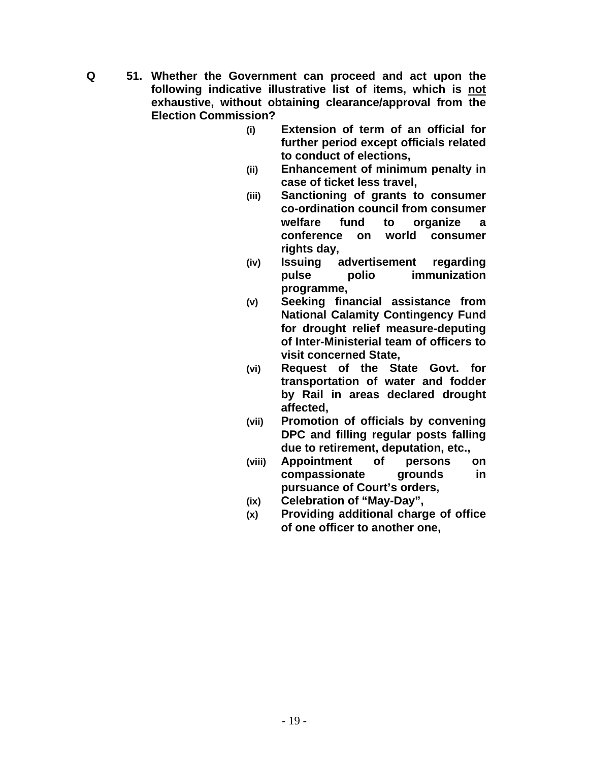**Q 51. Whether the Government can proceed and act upon the following indicative illustrative list of items, which is <u>not</u> exhaustive, without obtaining clearance/approval from the Election Commission?**

- **(i)** **Extension of term of an official for further period except officials related to conduct of elections,**
- **(ii)** **Enhancement of minimum penalty in case of ticket less travel,**
- **(iii)** **Sanctioning of grants to consumer co-ordination council from consumer welfare fund to organize a conference on world consumer rights day,**
- **(iv)** **Issuing advertisement regarding pulse polio immunization programme,**
- **(v)** **Seeking financial assistance from National Calamity Contingency Fund for drought relief measure-deputing of Inter-Ministerial team of officers to visit concerned State,**
- **(vi)** **Request of the State Govt. for transportation of water and fodder by Rail in areas declared drought affected,**
- **(vii)** **Promotion of officials by convening DPC and filling regular posts falling due to retirement, deputation, etc.,**
- **(viii)** **Appointment of persons on compassionate grounds in pursuance of Court's orders,**
- **(ix)** **Celebration of "May-Day",**
- **(x)** **Providing additional charge of office of one officer to another one,**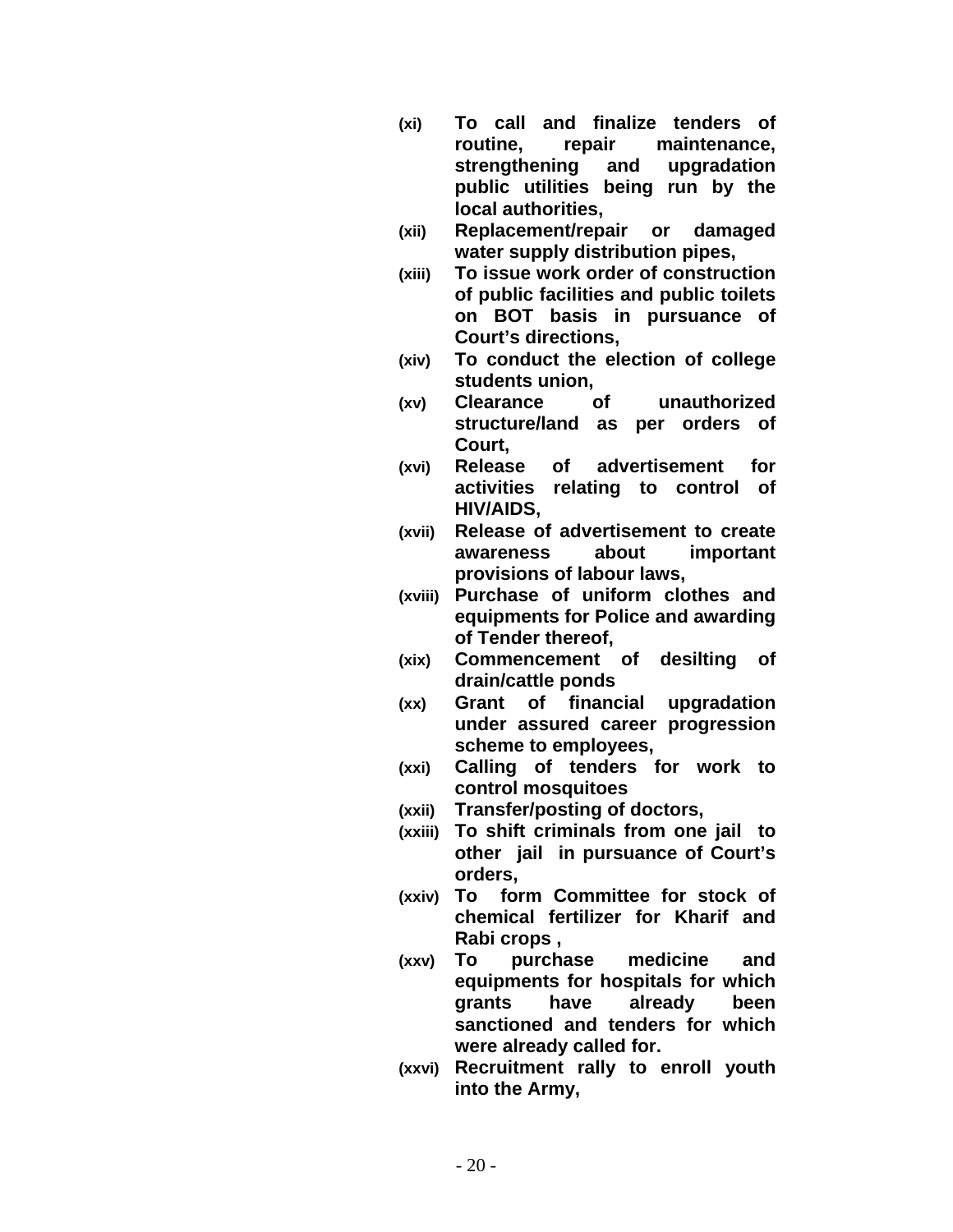(xi) **To call and finalize tenders of routine, repair maintenance, strengthening and upgradation public utilities being run by the local authorities,**

(xii) **Replacement/repair or damaged water supply distribution pipes,**

(xiii) **To issue work order of construction of public facilities and public toilets on BOT basis in pursuance of Court's directions,**

(xiv) **To conduct the election of college students union,**

(xv) **Clearance of unauthorized structure/land as per orders of Court,**

(xvi) **Release of advertisement for activities relating to control of HIV/AIDS,**

(xvii) **Release of advertisement to create awareness about important provisions of labour laws,**

(xviii) **Purchase of uniform clothes and equipments for Police and awarding of Tender thereof,**

(xix) **Commencement of desilting of drain/cattle ponds**

(xx) **Grant of financial upgradation under assured career progression scheme to employees,**

(xxi) **Calling of tenders for work to control mosquitoes**

(xxii) **Transfer/posting of doctors,**

(xxiii) **To shift criminals from one jail to other jail in pursuance of Court's orders,**

(xxiv) **To form Committee for stock of chemical fertilizer for Kharif and Rabi crops ,**

(xxv) **To purchase medicine and equipments for hospitals for which grants have already been sanctioned and tenders for which were already called for.**

(xxvi) **Recruitment rally to enroll youth into the Army,**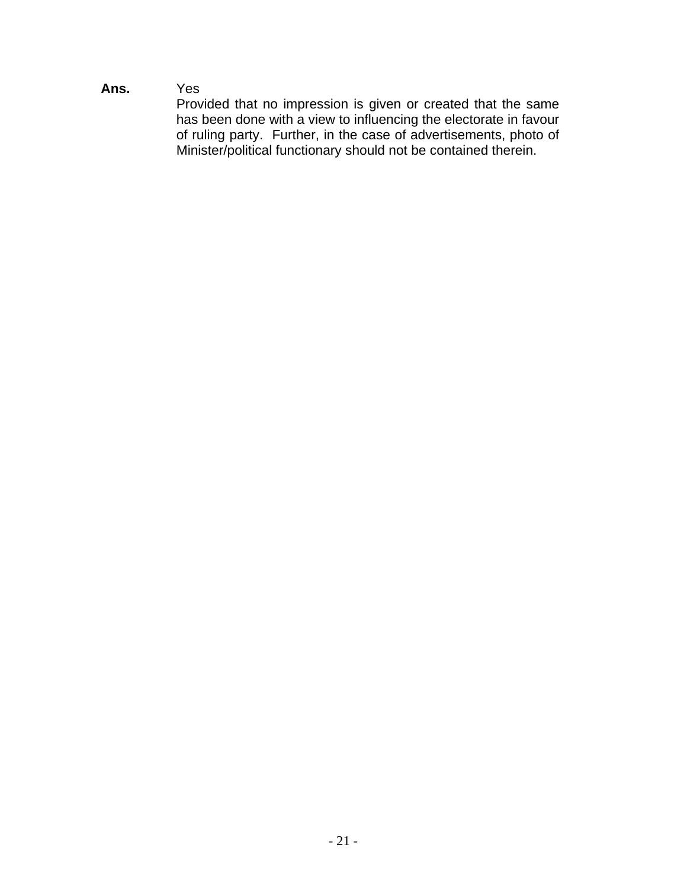**Ans.** Yes

Provided that no impression is given or created that the same has been done with a view to influencing the electorate in favour of ruling party. Further, in the case of advertisements, photo of Minister/political functionary should not be contained therein.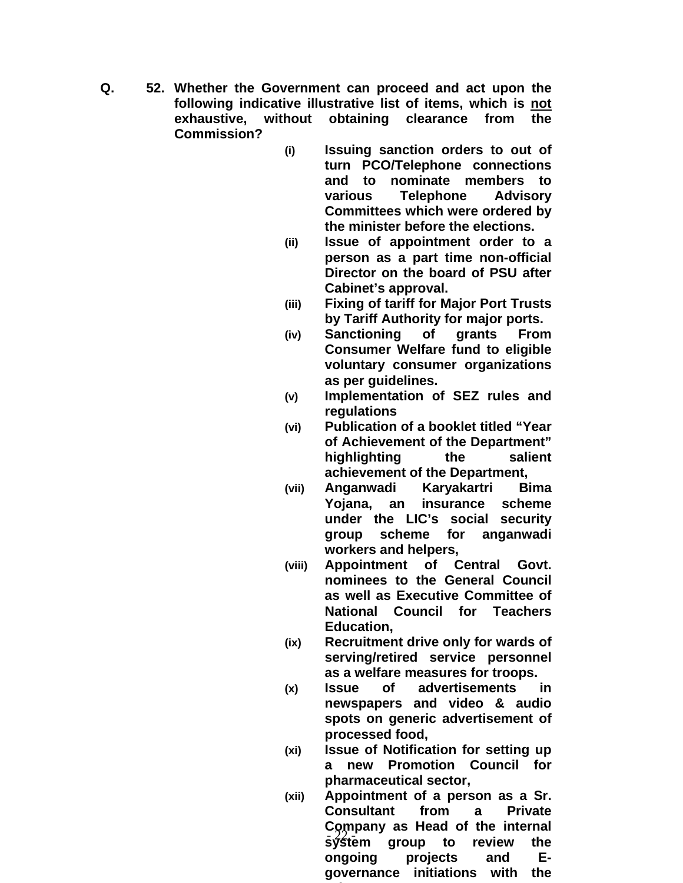**Q. 52. Whether the Government can proceed and act upon the following indicative illustrative list of items, which is <u>not</u> exhaustive, without obtaining clearance from the Commission?**

- **(i) Issuing sanction orders to out of turn PCO/Telephone connections and to nominate members to various Telephone Advisory Committees which were ordered by the minister before the elections.**
- **(ii) Issue of appointment order to a person as a part time non-official Director on the board of PSU after Cabinet's approval.**
- **(iii) Fixing of tariff for Major Port Trusts by Tariff Authority for major ports.**
- **(iv) Sanctioning of grants From Consumer Welfare fund to eligible voluntary consumer organizations as per guidelines.**
- **(v) Implementation of SEZ rules and regulations**
- **(vi) Publication of a booklet titled "Year of Achievement of the Department" highlighting the salient achievement of the Department,**
- **(vii) Anganwadi Karyakartri Bima Yojana, an insurance scheme under the LIC's social security group scheme for anganwadi workers and helpers,**
- **(viii) Appointment of Central Govt. nominees to the General Council as well as Executive Committee of National Council for Teachers Education,**
- **(ix) Recruitment drive only for wards of serving/retired service personnel as a welfare measures for troops.**
- **(x) Issue of advertisements in newspapers and video & audio spots on generic advertisement of processed food,**
- **(xi) Issue of Notification for setting up a new Promotion Council for pharmaceutical sector,**
- **(xii) Appointment of a person as a Sr. Consultant from a Private Company as Head of the internal system group to review the ongoing projects and E-governance initiations with the**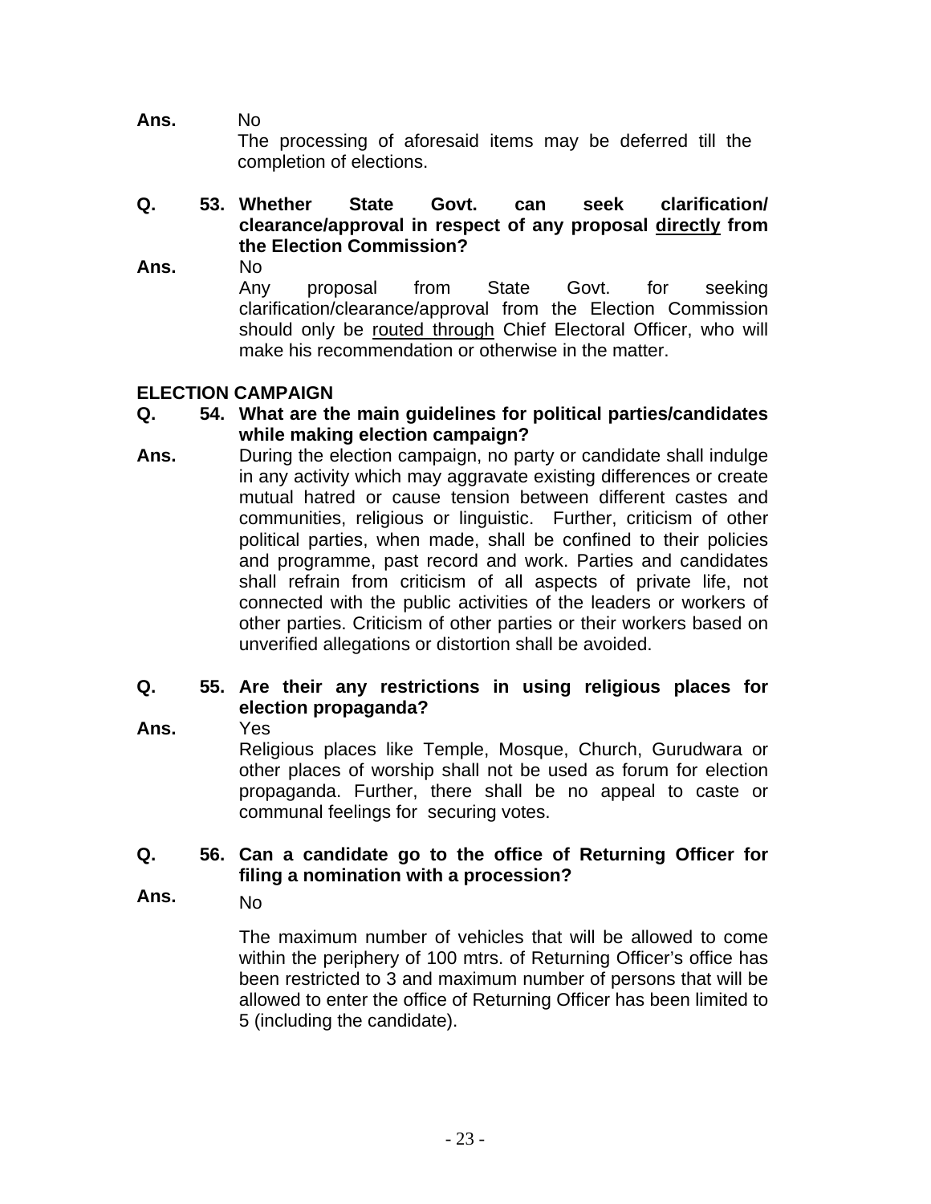**Ans.** No

The processing of aforesaid items may be deferred till the completion of elections.

**Q. 53. Whether State Govt. can seek clarification/ clearance/approval in respect of any proposal <u>directly</u> from the Election Commission?**

**Ans.** No

Any proposal from State Govt. for seeking clarification/clearance/approval from the Election Commission should only be <u>routed through</u> Chief Electoral Officer, who will make his recommendation or otherwise in the matter.

## ELECTION CAMPAIGN

**Q. 54. What are the main guidelines for political parties/candidates while making election campaign?**

**Ans.** During the election campaign, no party or candidate shall indulge in any activity which may aggravate existing differences or create mutual hatred or cause tension between different castes and communities, religious or linguistic. Further, criticism of other political parties, when made, shall be confined to their policies and programme, past record and work. Parties and candidates shall refrain from criticism of all aspects of private life, not connected with the public activities of the leaders or workers of other parties. Criticism of other parties or their workers based on unverified allegations or distortion shall be avoided.

**Q. 55. Are their any restrictions in using religious places for election propaganda?**

**Ans.** Yes

Religious places like Temple, Mosque, Church, Gurudwara or other places of worship shall not be used as forum for election propaganda. Further, there shall be no appeal to caste or communal feelings for securing votes.

**Q. 56. Can a candidate go to the office of Returning Officer for filing a nomination with a procession?**

**Ans.** No

The maximum number of vehicles that will be allowed to come within the periphery of 100 mtrs. of Returning Officer's office has been restricted to 3 and maximum number of persons that will be allowed to enter the office of Returning Officer has been limited to 5 (including the candidate).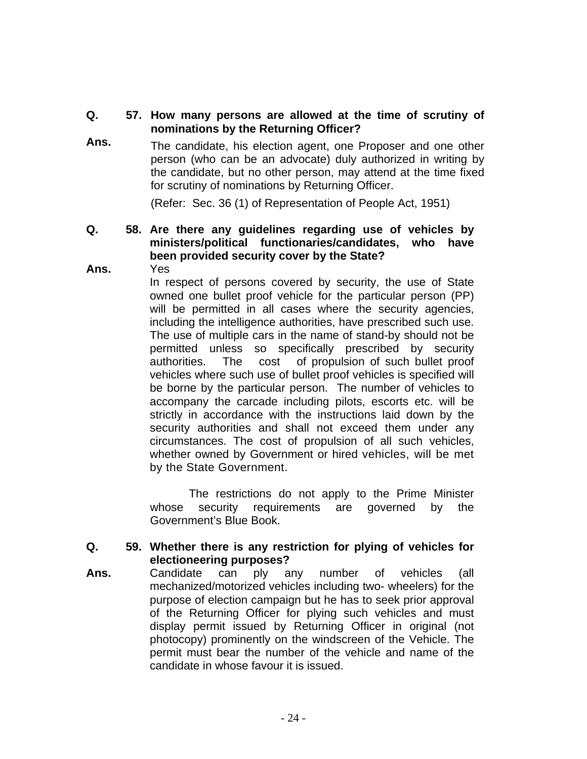**Q. 57. How many persons are allowed at the time of scrutiny of nominations by the Returning Officer?**

**Ans.** The candidate, his election agent, one Proposer and one other person (who can be an advocate) duly authorized in writing by the candidate, but no other person, may attend at the time fixed for scrutiny of nominations by Returning Officer.

(Refer: Sec. 36 (1) of Representation of People Act, 1951)

**Q. 58. Are there any guidelines regarding use of vehicles by ministers/political functionaries/candidates, who have been provided security cover by the State?**

**Ans.** Yes

In respect of persons covered by security, the use of State owned one bullet proof vehicle for the particular person (PP) will be permitted in all cases where the security agencies, including the intelligence authorities, have prescribed such use. The use of multiple cars in the name of stand-by should not be permitted unless so specifically prescribed by security authorities. The cost of propulsion of such bullet proof vehicles where such use of bullet proof vehicles is specified will be borne by the particular person. The number of vehicles to accompany the carcade including pilots, escorts etc. will be strictly in accordance with the instructions laid down by the security authorities and shall not exceed them under any circumstances. The cost of propulsion of all such vehicles, whether owned by Government or hired vehicles, will be met by the State Government.

The restrictions do not apply to the Prime Minister whose security requirements are governed by the Government's Blue Book.

**Q. 59. Whether there is any restriction for plying of vehicles for electioneering purposes?**

**Ans.** Candidate can ply any number of vehicles (all mechanized/motorized vehicles including two- wheelers) for the purpose of election campaign but he has to seek prior approval of the Returning Officer for plying such vehicles and must display permit issued by Returning Officer in original (not photocopy) prominently on the windscreen of the Vehicle. The permit must bear the number of the vehicle and name of the candidate in whose favour it is issued.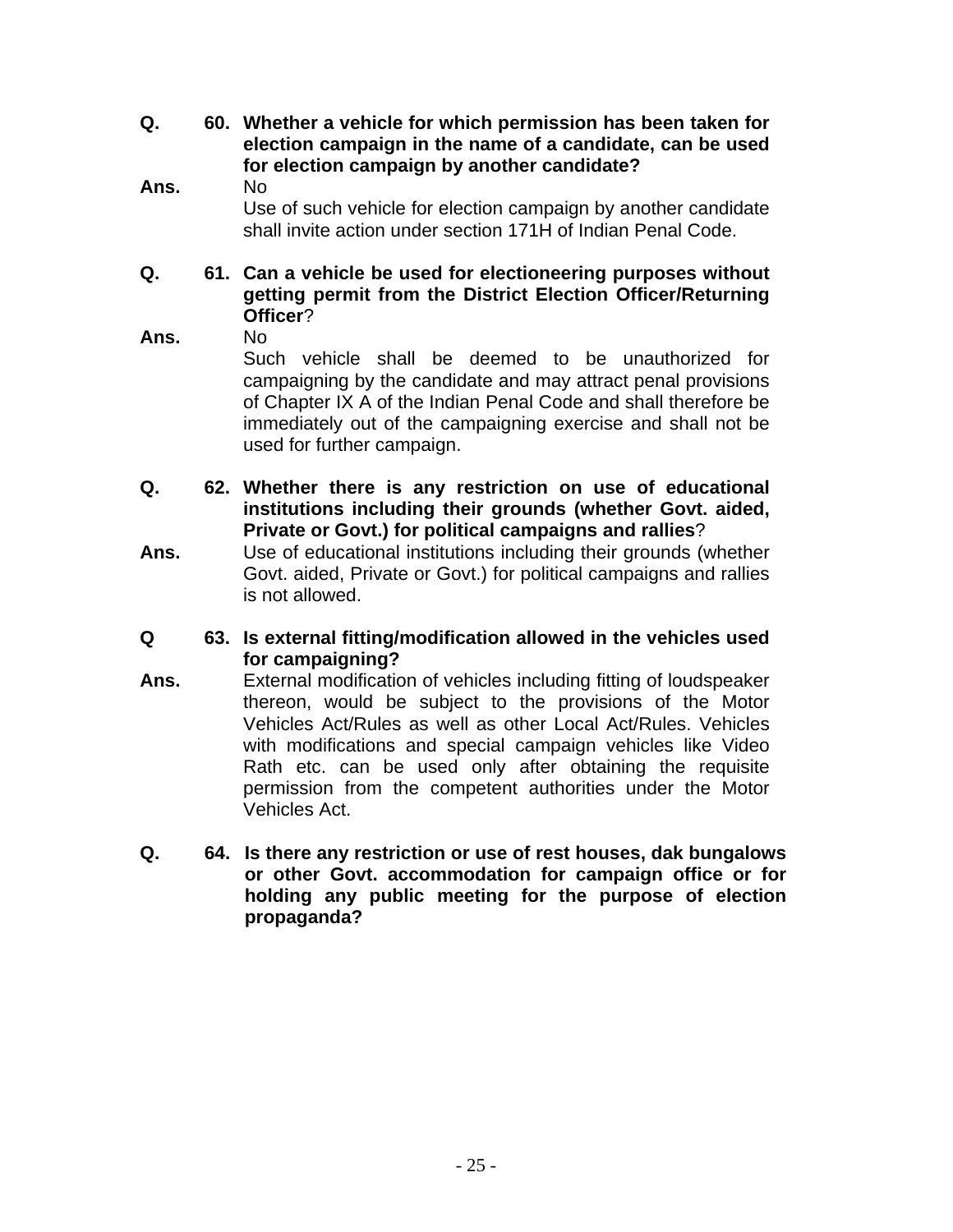**Q. 60. Whether a vehicle for which permission has been taken for election campaign in the name of a candidate, can be used for election campaign by another candidate?**

**Ans.** No

Use of such vehicle for election campaign by another candidate shall invite action under section 171H of Indian Penal Code.

**Q. 61. Can a vehicle be used for electioneering purposes without getting permit from the District Election Officer/Returning Officer**?

**Ans.** No

Such vehicle shall be deemed to be unauthorized for campaigning by the candidate and may attract penal provisions of Chapter IX A of the Indian Penal Code and shall therefore be immediately out of the campaigning exercise and shall not be used for further campaign.

**Q. 62. Whether there is any restriction on use of educational institutions including their grounds (whether Govt. aided, Private or Govt.) for political campaigns and rallies**?

**Ans.** Use of educational institutions including their grounds (whether Govt. aided, Private or Govt.) for political campaigns and rallies is not allowed.

**Q 63. Is external fitting/modification allowed in the vehicles used for campaigning?**

**Ans.** External modification of vehicles including fitting of loudspeaker thereon, would be subject to the provisions of the Motor Vehicles Act/Rules as well as other Local Act/Rules. Vehicles with modifications and special campaign vehicles like Video Rath etc. can be used only after obtaining the requisite permission from the competent authorities under the Motor Vehicles Act.

**Q. 64. Is there any restriction or use of rest houses, dak bungalows or other Govt. accommodation for campaign office or for holding any public meeting for the purpose of election propaganda?**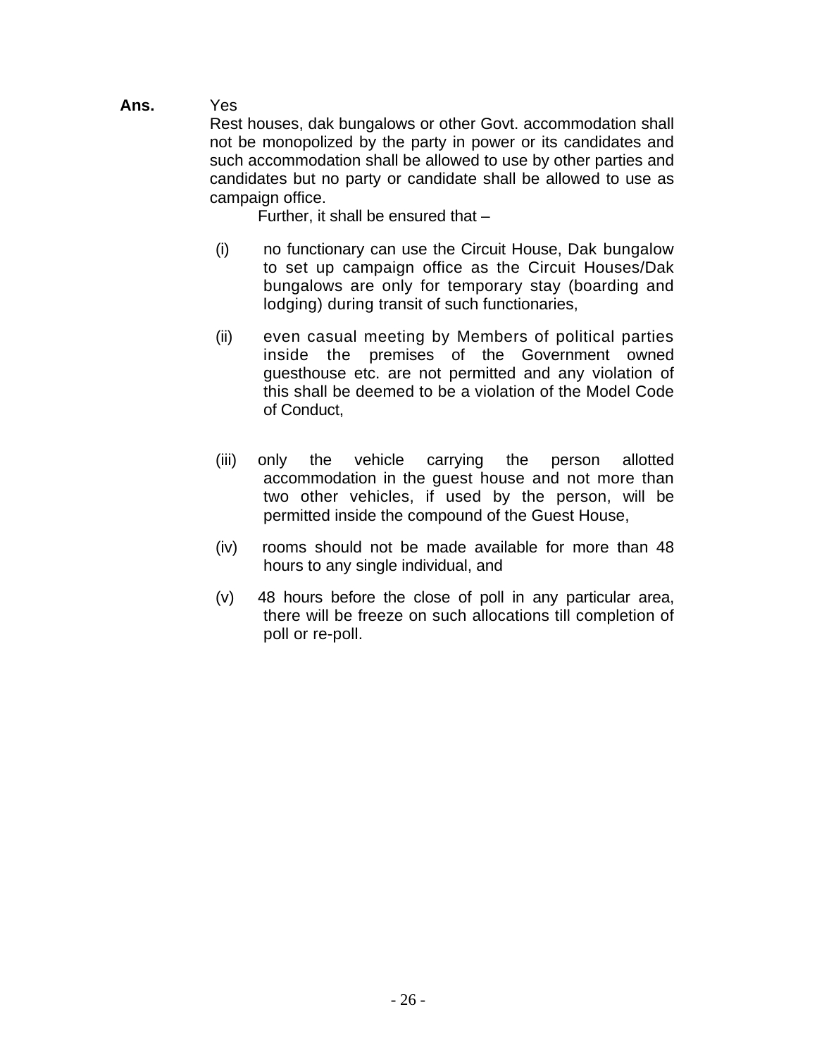**Ans.** Yes

Rest houses, dak bungalows or other Govt. accommodation shall not be monopolized by the party in power or its candidates and such accommodation shall be allowed to use by other parties and candidates but no party or candidate shall be allowed to use as campaign office.

Further, it shall be ensured that –

(i) no functionary can use the Circuit House, Dak bungalow to set up campaign office as the Circuit Houses/Dak bungalows are only for temporary stay (boarding and lodging) during transit of such functionaries,

(ii) even casual meeting by Members of political parties inside the premises of the Government owned guesthouse etc. are not permitted and any violation of this shall be deemed to be a violation of the Model Code of Conduct,

(iii) only the vehicle carrying the person allotted accommodation in the guest house and not more than two other vehicles, if used by the person, will be permitted inside the compound of the Guest House,

(iv) rooms should not be made available for more than 48 hours to any single individual, and

(v) 48 hours before the close of poll in any particular area, there will be freeze on such allocations till completion of poll or re-poll.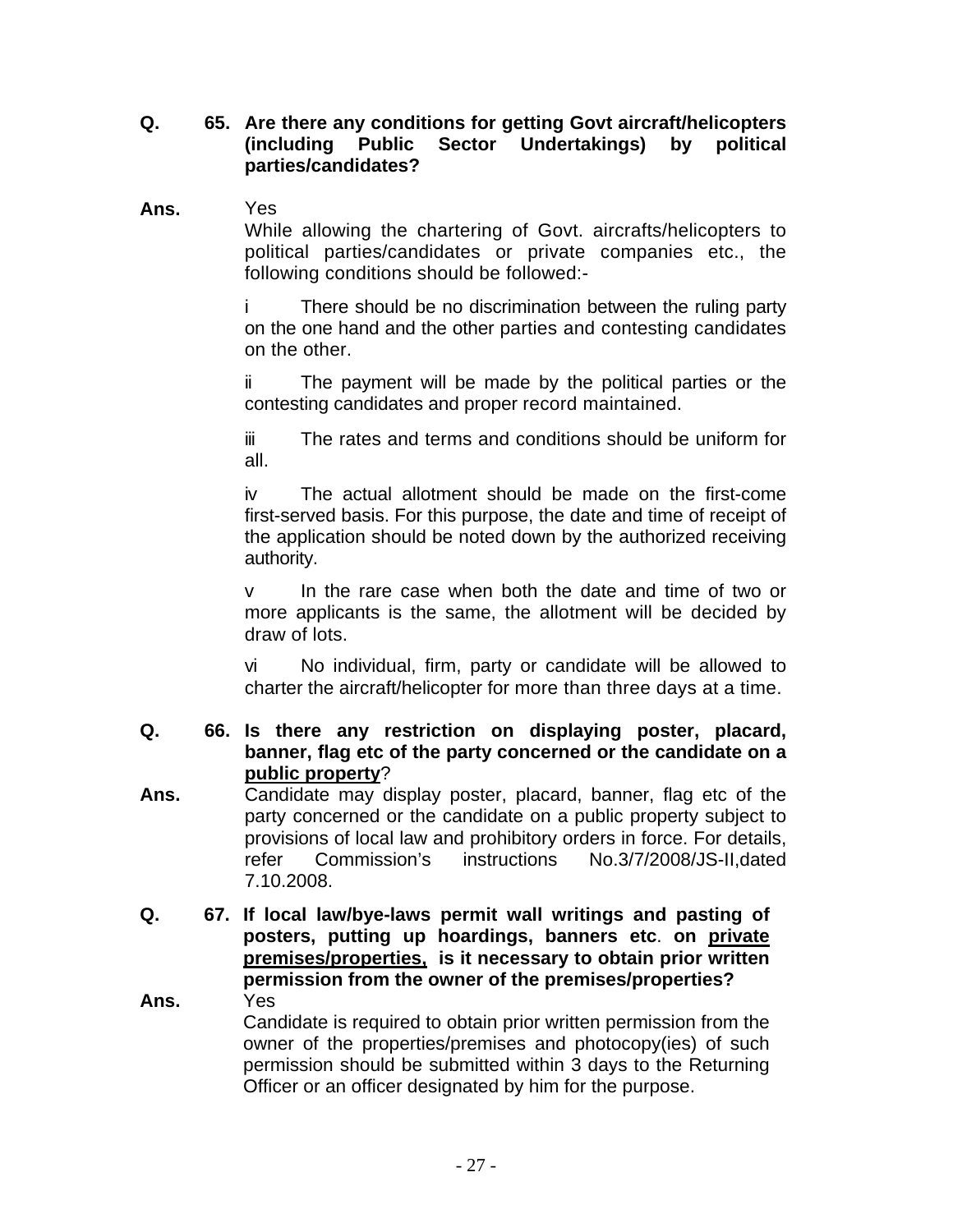**Q. 65. Are there any conditions for getting Govt aircraft/helicopters (including Public Sector Undertakings) by political parties/candidates?**

**Ans.** Yes

While allowing the chartering of Govt. aircrafts/helicopters to political parties/candidates or private companies etc., the following conditions should be followed:-

i There should be no discrimination between the ruling party on the one hand and the other parties and contesting candidates on the other.

ii The payment will be made by the political parties or the contesting candidates and proper record maintained.

iii The rates and terms and conditions should be uniform for all.

iv The actual allotment should be made on the first-come first-served basis. For this purpose, the date and time of receipt of the application should be noted down by the authorized receiving authority.

v In the rare case when both the date and time of two or more applicants is the same, the allotment will be decided by draw of lots.

vi No individual, firm, party or candidate will be allowed to charter the aircraft/helicopter for more than three days at a time.

**Q. 66. Is there any restriction on displaying poster, placard, banner, flag etc of the party concerned or the candidate on a <u>public property</u>?**

**Ans.** Candidate may display poster, placard, banner, flag etc of the party concerned or the candidate on a public property subject to provisions of local law and prohibitory orders in force. For details, refer Commission's instructions No.3/7/2008/JS-II,dated 7.10.2008.

**Q. 67. If local law/bye-laws permit wall writings and pasting of posters, putting up hoardings, banners etc. on <u>private premises/properties,</u> is it necessary to obtain prior written permission from the owner of the premises/properties?**

**Ans.** Yes

Candidate is required to obtain prior written permission from the owner of the properties/premises and photocopy(ies) of such permission should be submitted within 3 days to the Returning Officer or an officer designated by him for the purpose.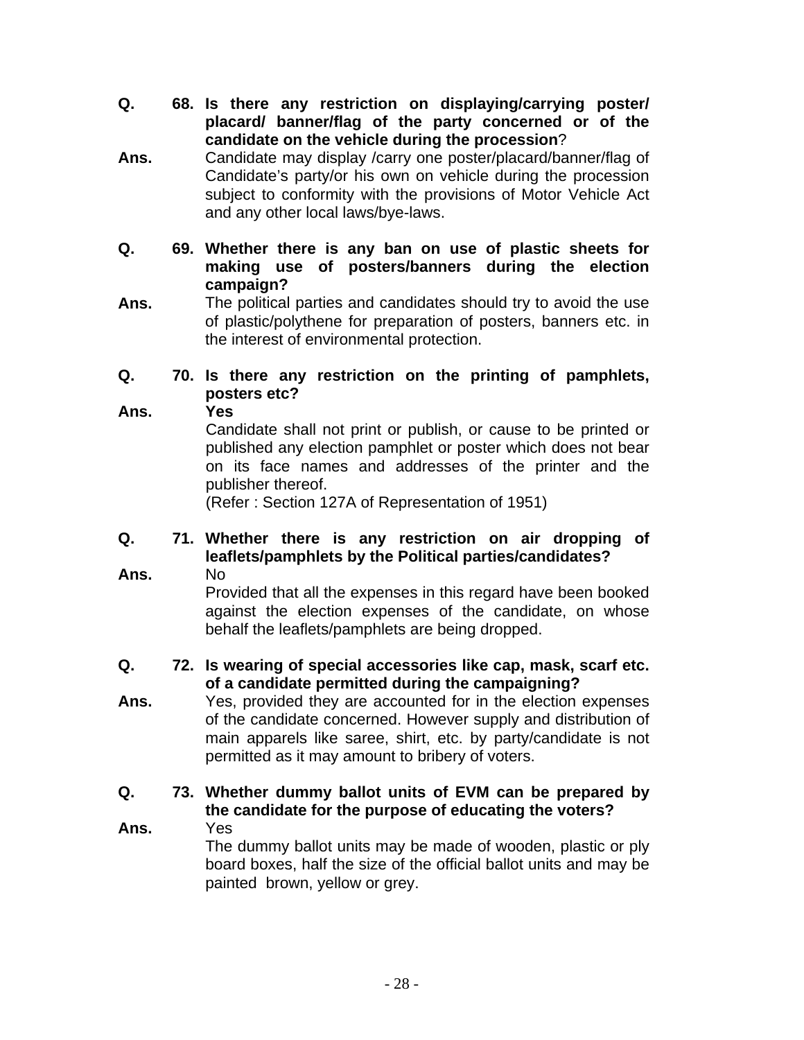**Q. 68. Is there any restriction on displaying/carrying poster/ placard/ banner/flag of the party concerned or of the candidate on the vehicle during the procession**?

**Ans.** Candidate may display /carry one poster/placard/banner/flag of Candidate's party/or his own on vehicle during the procession subject to conformity with the provisions of Motor Vehicle Act and any other local laws/bye-laws.

**Q. 69. Whether there is any ban on use of plastic sheets for making use of posters/banners during the election campaign?**

**Ans.** The political parties and candidates should try to avoid the use of plastic/polythene for preparation of posters, banners etc. in the interest of environmental protection.

**Q. 70. Is there any restriction on the printing of pamphlets, posters etc?**

**Ans. Yes**

Candidate shall not print or publish, or cause to be printed or published any election pamphlet or poster which does not bear on its face names and addresses of the printer and the publisher thereof.

(Refer : Section 127A of Representation of 1951)

**Q. 71. Whether there is any restriction on air dropping of leaflets/pamphlets by the Political parties/candidates?**

**Ans.** No

Provided that all the expenses in this regard have been booked against the election expenses of the candidate, on whose behalf the leaflets/pamphlets are being dropped.

**Q. 72. Is wearing of special accessories like cap, mask, scarf etc. of a candidate permitted during the campaigning?**

**Ans.** Yes, provided they are accounted for in the election expenses of the candidate concerned. However supply and distribution of main apparels like saree, shirt, etc. by party/candidate is not permitted as it may amount to bribery of voters.

**Q. 73. Whether dummy ballot units of EVM can be prepared by the candidate for the purpose of educating the voters?**

**Ans.** Yes

The dummy ballot units may be made of wooden, plastic or ply board boxes, half the size of the official ballot units and may be painted brown, yellow or grey.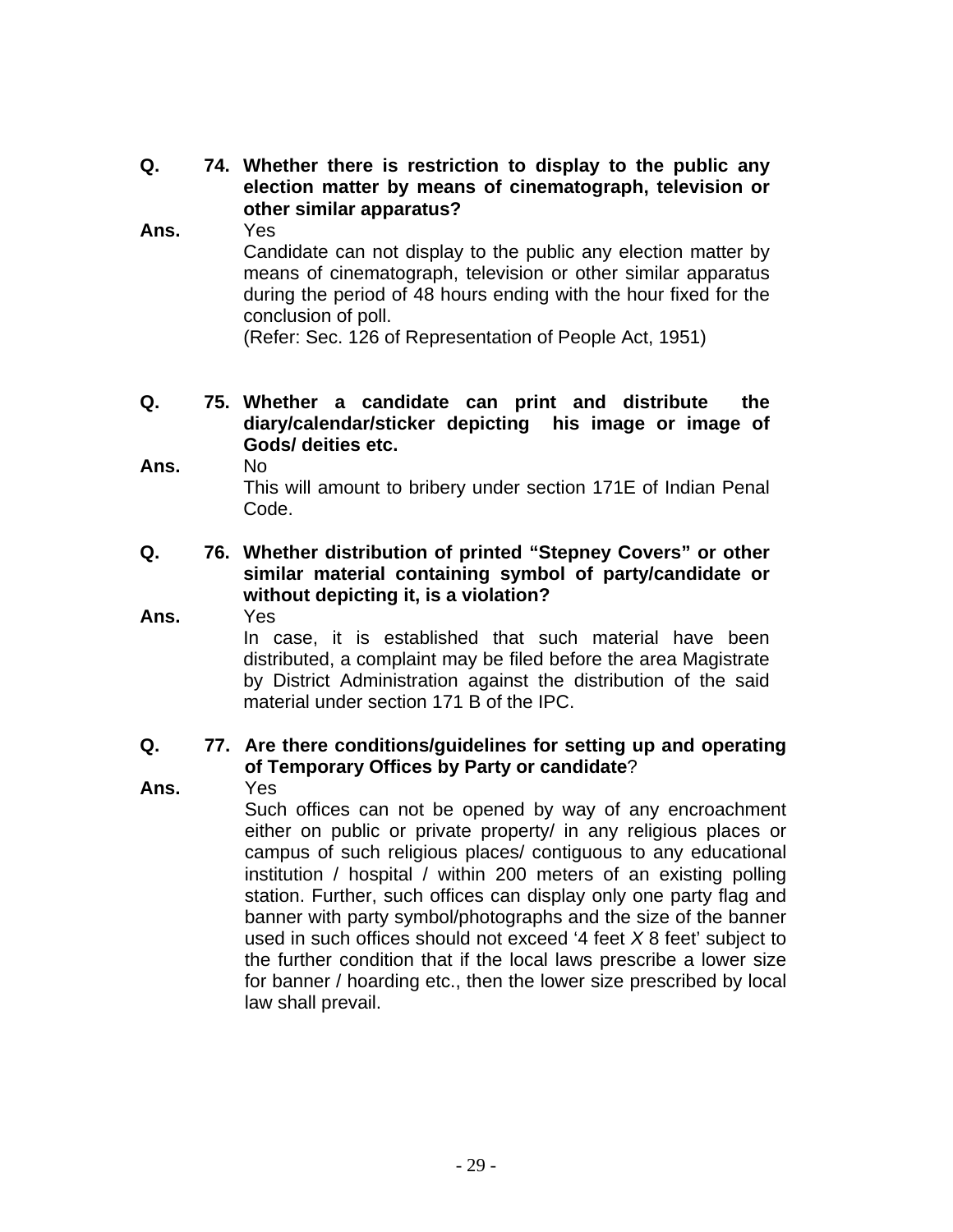**Q. 74. Whether there is restriction to display to the public any election matter by means of cinematograph, television or other similar apparatus?**

**Ans.** Yes

Candidate can not display to the public any election matter by means of cinematograph, television or other similar apparatus during the period of 48 hours ending with the hour fixed for the conclusion of poll.

(Refer: Sec. 126 of Representation of People Act, 1951)

**Q. 75. Whether a candidate can print and distribute the diary/calendar/sticker depicting his image or image of Gods/ deities etc.**

**Ans.** No

This will amount to bribery under section 171E of Indian Penal Code.

**Q. 76. Whether distribution of printed "Stepney Covers" or other similar material containing symbol of party/candidate or without depicting it, is a violation?**

**Ans.** Yes

In case, it is established that such material have been distributed, a complaint may be filed before the area Magistrate by District Administration against the distribution of the said material under section 171 B of the IPC.

**Q. 77. Are there conditions/guidelines for setting up and operating of Temporary Offices by Party or candidate**?

**Ans.** Yes

Such offices can not be opened by way of any encroachment either on public or private property/ in any religious places or campus of such religious places/ contiguous to any educational institution / hospital / within 200 meters of an existing polling station. Further, such offices can display only one party flag and banner with party symbol/photographs and the size of the banner used in such offices should not exceed '4 feet *X* 8 feet' subject to the further condition that if the local laws prescribe a lower size for banner / hoarding etc., then the lower size prescribed by local law shall prevail.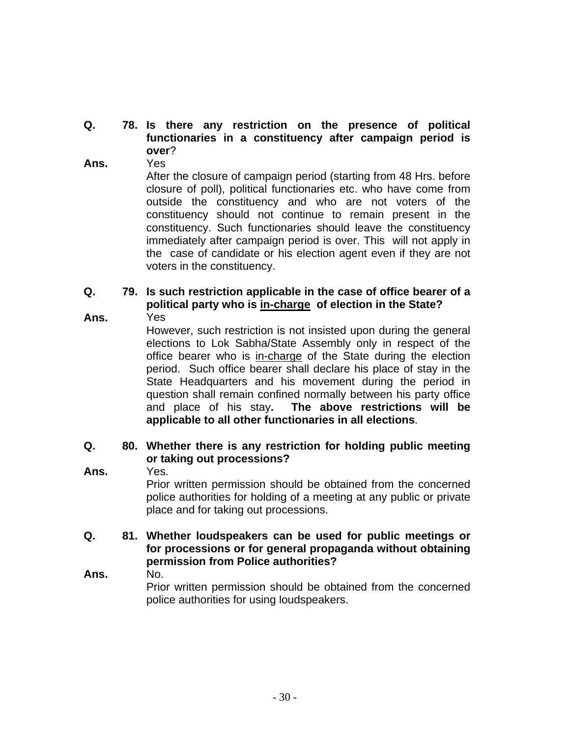**Q. 78. Is there any restriction on the presence of political functionaries in a constituency after campaign period is over?**

**Ans.** Yes

After the closure of campaign period (starting from 48 Hrs. before closure of poll), political functionaries etc. who have come from outside the constituency and who are not voters of the constituency should not continue to remain present in the constituency. Such functionaries should leave the constituency immediately after campaign period is over. This will not apply in the case of candidate or his election agent even if they are not voters in the constituency.

**Q. 79. Is such restriction applicable in the case of office bearer of a political party who is <u>in-charge</u> of election in the State?**

**Ans.** Yes

However, such restriction is not insisted upon during the general elections to Lok Sabha/State Assembly only in respect of the office bearer who is <u>in-charge</u> of the State during the election period. Such office bearer shall declare his place of stay in the State Headquarters and his movement during the period in question shall remain confined normally between his party office and place of his stay**. The above restrictions will be applicable to all other functionaries in all elections**.

**Q. 80. Whether there is any restriction for holding public meeting or taking out processions?**

**Ans.** Yes.

Prior written permission should be obtained from the concerned police authorities for holding of a meeting at any public or private place and for taking out processions.

**Q. 81. Whether loudspeakers can be used for public meetings or for processions or for general propaganda without obtaining permission from Police authorities?**

**Ans.** No.

Prior written permission should be obtained from the concerned police authorities for using loudspeakers.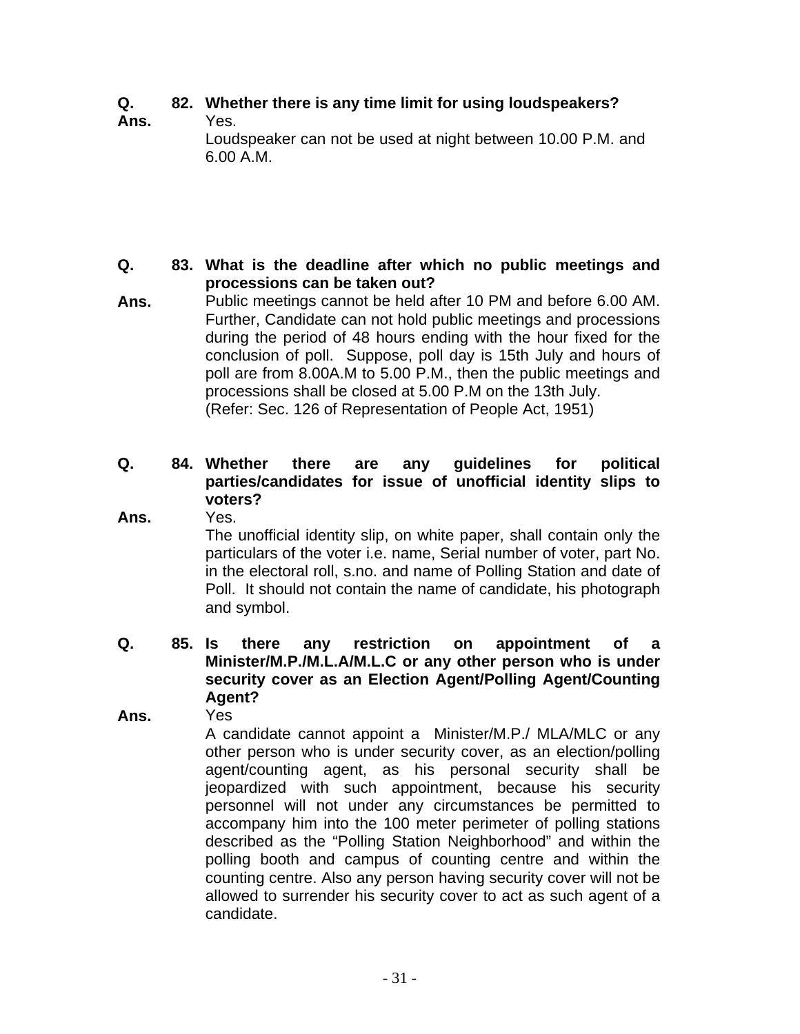**Q. 82. Whether there is any time limit for using loudspeakers?**

**Ans.** Yes.

Loudspeaker can not be used at night between 10.00 P.M. and 6.00 A.M.

**Q. 83. What is the deadline after which no public meetings and processions can be taken out?**

**Ans.** Public meetings cannot be held after 10 PM and before 6.00 AM. Further, Candidate can not hold public meetings and processions during the period of 48 hours ending with the hour fixed for the conclusion of poll. Suppose, poll day is 15th July and hours of poll are from 8.00A.M to 5.00 P.M., then the public meetings and processions shall be closed at 5.00 P.M on the 13th July.
(Refer: Sec. 126 of Representation of People Act, 1951)

**Q. 84. Whether there are any guidelines for political parties/candidates for issue of unofficial identity slips to voters?**

**Ans.** Yes.

The unofficial identity slip, on white paper, shall contain only the particulars of the voter i.e. name, Serial number of voter, part No. in the electoral roll, s.no. and name of Polling Station and date of Poll. It should not contain the name of candidate, his photograph and symbol.

**Q. 85. Is there any restriction on appointment of a Minister/M.P./M.L.A/M.L.C or any other person who is under security cover as an Election Agent/Polling Agent/Counting Agent?**

**Ans.** Yes

A candidate cannot appoint a Minister/M.P./ MLA/MLC or any other person who is under security cover, as an election/polling agent/counting agent, as his personal security shall be jeopardized with such appointment, because his security personnel will not under any circumstances be permitted to accompany him into the 100 meter perimeter of polling stations described as the "Polling Station Neighborhood" and within the polling booth and campus of counting centre and within the counting centre. Also any person having security cover will not be allowed to surrender his security cover to act as such agent of a candidate.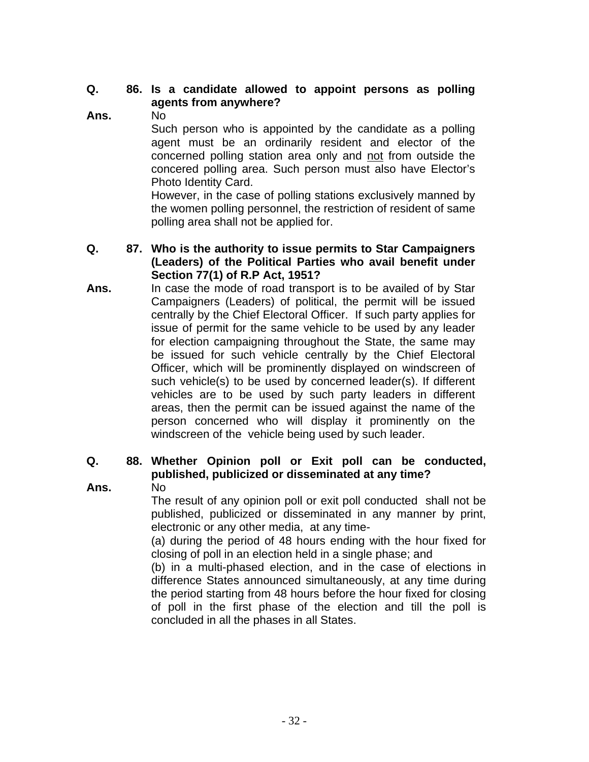**Q. 86. Is a candidate allowed to appoint persons as polling agents from anywhere?**

**Ans.** No

Such person who is appointed by the candidate as a polling agent must be an ordinarily resident and elector of the concerned polling station area only and <u>not</u> from outside the concered polling area. Such person must also have Elector's Photo Identity Card.

However, in the case of polling stations exclusively manned by the women polling personnel, the restriction of resident of same polling area shall not be applied for.

**Q. 87. Who is the authority to issue permits to Star Campaigners (Leaders) of the Political Parties who avail benefit under Section 77(1) of R.P Act, 1951?**

**Ans.** In case the mode of road transport is to be availed of by Star Campaigners (Leaders) of political, the permit will be issued centrally by the Chief Electoral Officer. If such party applies for issue of permit for the same vehicle to be used by any leader for election campaigning throughout the State, the same may be issued for such vehicle centrally by the Chief Electoral Officer, which will be prominently displayed on windscreen of such vehicle(s) to be used by concerned leader(s). If different vehicles are to be used by such party leaders in different areas, then the permit can be issued against the name of the person concerned who will display it prominently on the windscreen of the vehicle being used by such leader.

**Q. 88. Whether Opinion poll or Exit poll can be conducted, published, publicized or disseminated at any time?**

**Ans.** No

The result of any opinion poll or exit poll conducted shall not be published, publicized or disseminated in any manner by print, electronic or any other media, at any time-

(a) during the period of 48 hours ending with the hour fixed for closing of poll in an election held in a single phase; and

(b) in a multi-phased election, and in the case of elections in difference States announced simultaneously, at any time during the period starting from 48 hours before the hour fixed for closing of poll in the first phase of the election and till the poll is concluded in all the phases in all States.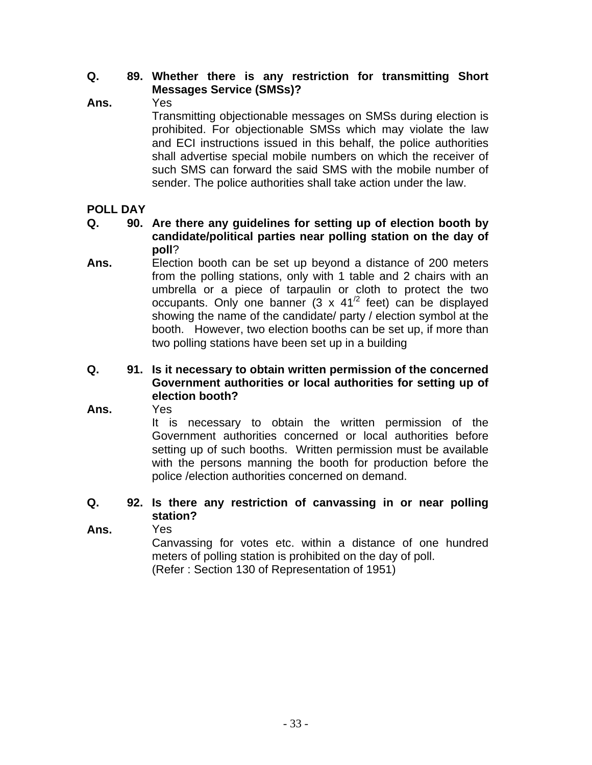**Q. 89. Whether there is any restriction for transmitting Short Messages Service (SMSs)?**

**Ans.** Yes

Transmitting objectionable messages on SMSs during election is prohibited. For objectionable SMSs which may violate the law and ECI instructions issued in this behalf, the police authorities shall advertise special mobile numbers on which the receiver of such SMS can forward the said SMS with the mobile number of sender. The police authorities shall take action under the law.

**POLL DAY**

**Q. 90. Are there any guidelines for setting up of election booth by candidate/political parties near polling station on the day of poll?**

**Ans.** Election booth can be set up beyond a distance of 200 meters from the polling stations, only with 1 table and 2 chairs with an umbrella or a piece of tarpaulin or cloth to protect the two occupants. Only one banner (3 x $41^{/2}$ feet) can be displayed showing the name of the candidate/ party / election symbol at the booth. However, two election booths can be set up, if more than two polling stations have been set up in a building

**Q. 91. Is it necessary to obtain written permission of the concerned Government authorities or local authorities for setting up of election booth?**

**Ans.** Yes

It is necessary to obtain the written permission of the Government authorities concerned or local authorities before setting up of such booths. Written permission must be available with the persons manning the booth for production before the police /election authorities concerned on demand.

**Q. 92. Is there any restriction of canvassing in or near polling station?**

**Ans.** Yes

Canvassing for votes etc. within a distance of one hundred meters of polling station is prohibited on the day of poll.
(Refer : Section 130 of Representation of 1951)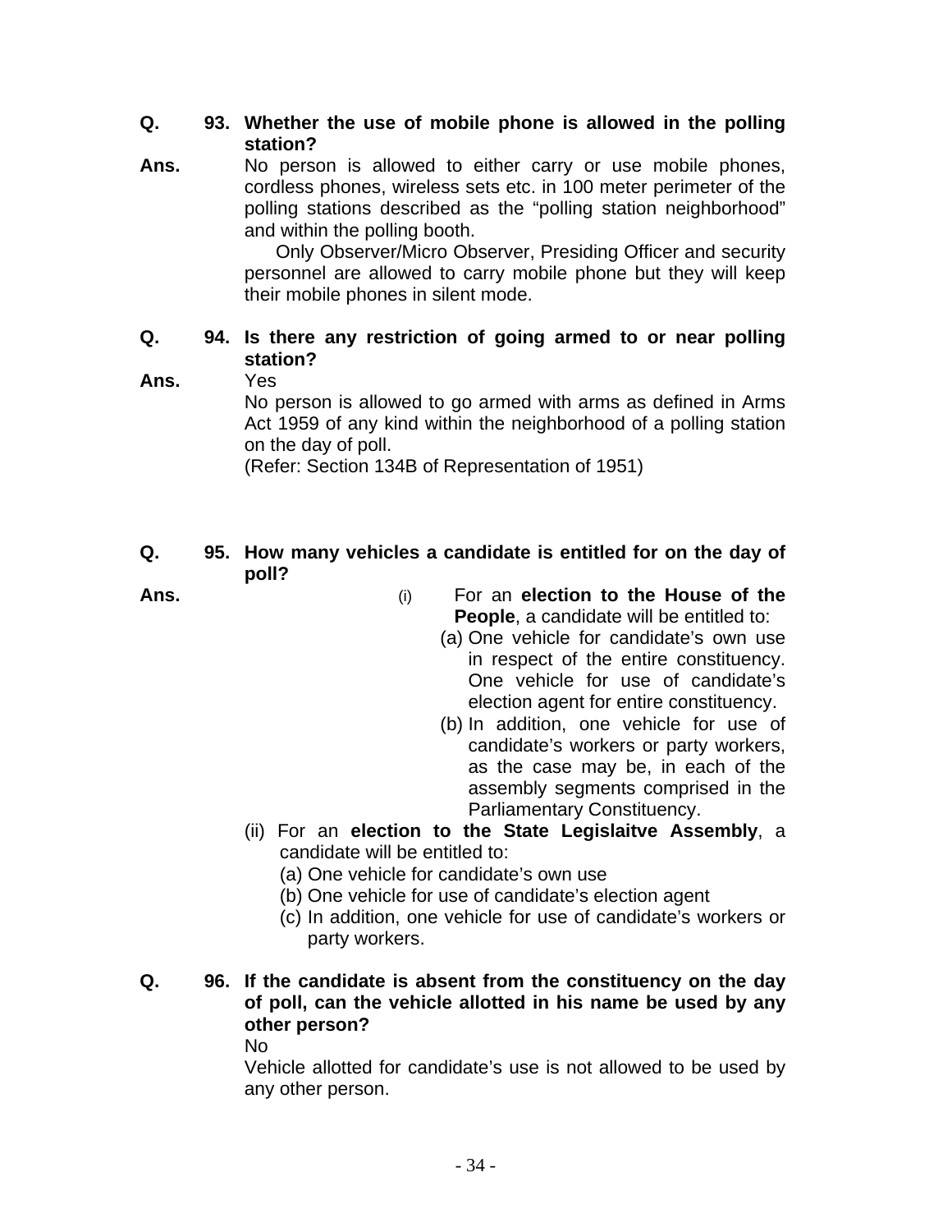**Q. 93. Whether the use of mobile phone is allowed in the polling station?**

**Ans.** No person is allowed to either carry or use mobile phones, cordless phones, wireless sets etc. in 100 meter perimeter of the polling stations described as the "polling station neighborhood" and within the polling booth.

Only Observer/Micro Observer, Presiding Officer and security personnel are allowed to carry mobile phone but they will keep their mobile phones in silent mode.

**Q. 94. Is there any restriction of going armed to or near polling station?**

**Ans.** Yes

No person is allowed to go armed with arms as defined in Arms Act 1959 of any kind within the neighborhood of a polling station on the day of poll.

(Refer: Section 134B of Representation of 1951)

**Q. 95. How many vehicles a candidate is entitled for on the day of poll?**

**Ans.**

(i) For an **election to the House of the People**, a candidate will be entitled to:
   - (a) One vehicle for candidate's own use in respect of the entire constituency. One vehicle for use of candidate's election agent for entire constituency.
   - (b) In addition, one vehicle for use of candidate's workers or party workers, as the case may be, in each of the assembly segments comprised in the Parliamentary Constituency.

(ii) For an **election to the State Legislaitve Assembly**, a candidate will be entitled to:
   - (a) One vehicle for candidate's own use
   - (b) One vehicle for use of candidate's election agent
   - (c) In addition, one vehicle for use of candidate's workers or party workers.

**Q. 96. If the candidate is absent from the constituency on the day of poll, can the vehicle allotted in his name be used by any other person?**

No

Vehicle allotted for candidate's use is not allowed to be used by any other person.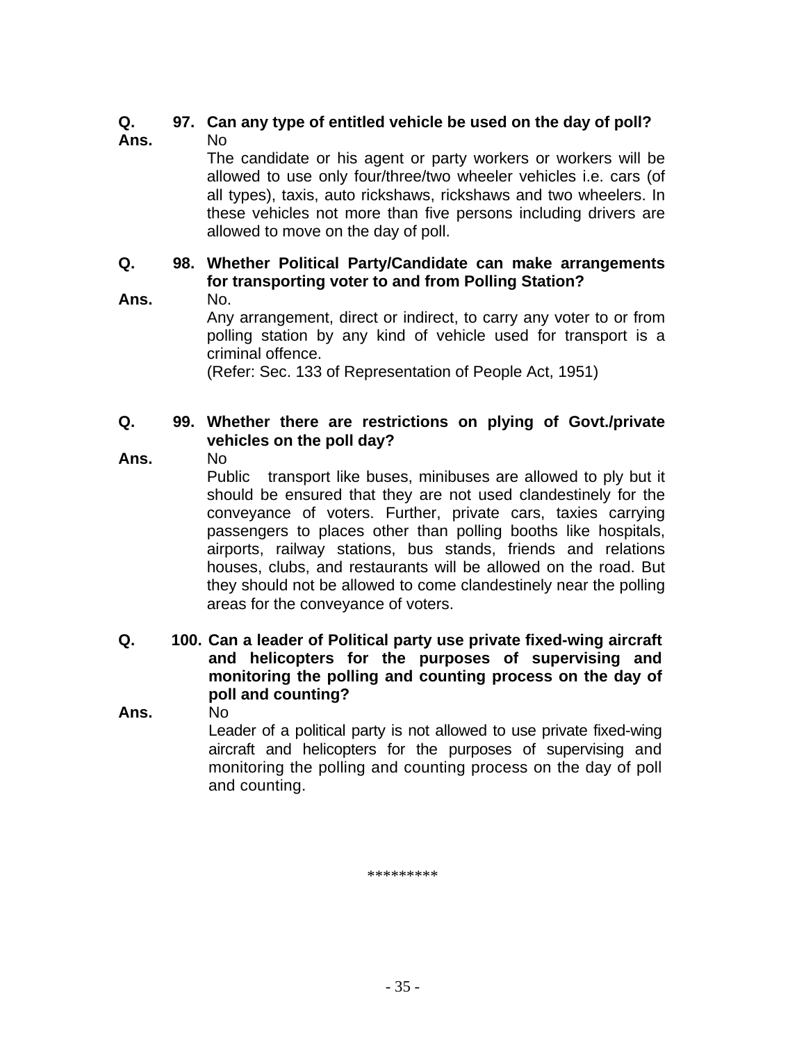**Q. 97. Can any type of entitled vehicle be used on the day of poll?**

**Ans.** No

The candidate or his agent or party workers or workers will be allowed to use only four/three/two wheeler vehicles i.e. cars (of all types), taxis, auto rickshaws, rickshaws and two wheelers. In these vehicles not more than five persons including drivers are allowed to move on the day of poll.

**Q. 98. Whether Political Party/Candidate can make arrangements for transporting voter to and from Polling Station?**

**Ans.** No.

Any arrangement, direct or indirect, to carry any voter to or from polling station by any kind of vehicle used for transport is a criminal offence.

(Refer: Sec. 133 of Representation of People Act, 1951)

**Q. 99. Whether there are restrictions on plying of Govt./private vehicles on the poll day?**

**Ans.** No

Public transport like buses, minibuses are allowed to ply but it should be ensured that they are not used clandestinely for the conveyance of voters. Further, private cars, taxies carrying passengers to places other than polling booths like hospitals, airports, railway stations, bus stands, friends and relations houses, clubs, and restaurants will be allowed on the road. But they should not be allowed to come clandestinely near the polling areas for the conveyance of voters.

**Q. 100. Can a leader of Political party use private fixed-wing aircraft and helicopters for the purposes of supervising and monitoring the polling and counting process on the day of poll and counting?**

**Ans.** No

Leader of a political party is not allowed to use private fixed-wing aircraft and helicopters for the purposes of supervising and monitoring the polling and counting process on the day of poll and counting.

*********